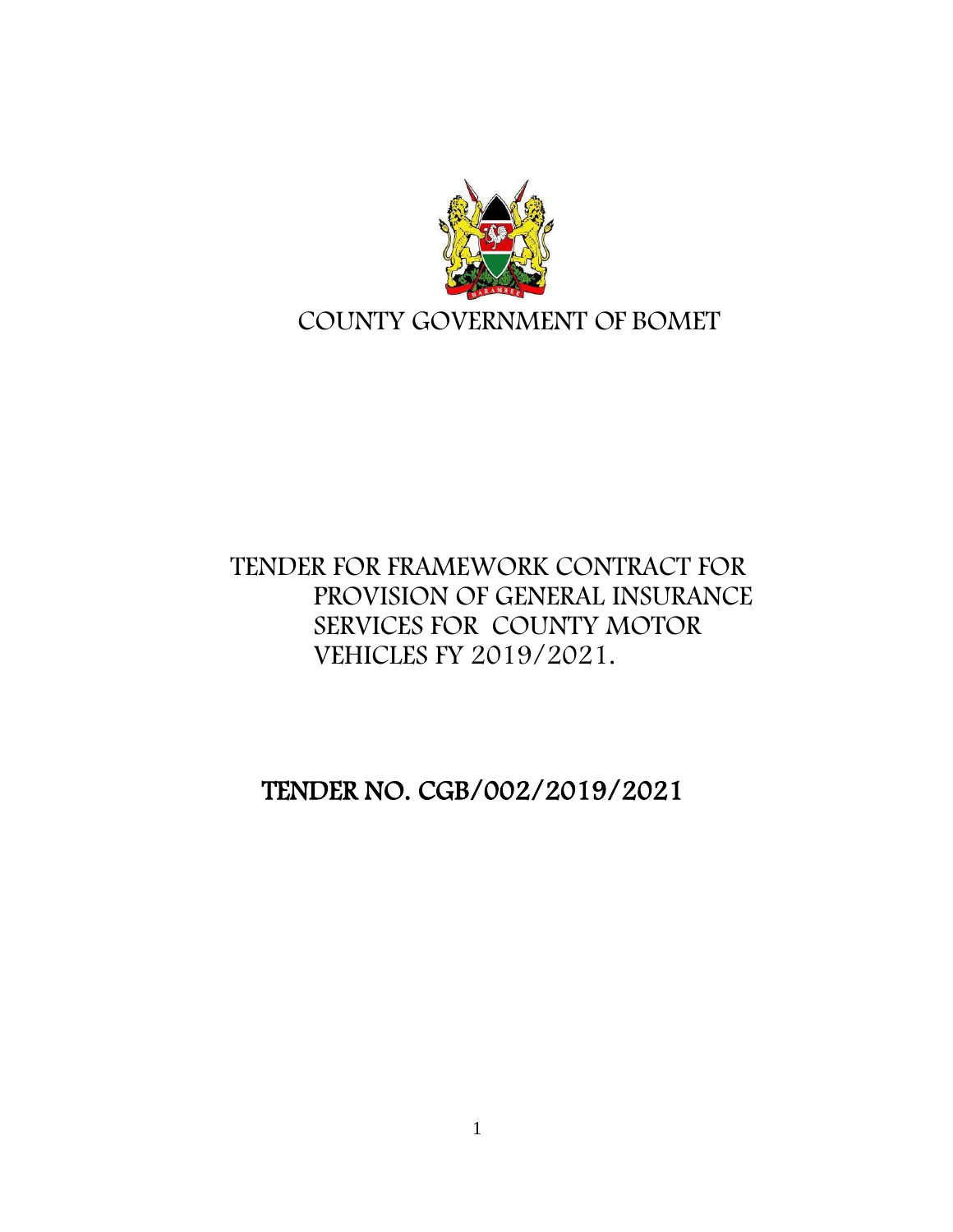# COUNTY GOVERNMENT OF BOMET

## TENDER FOR FRAMEWORK CONTRACT FOR PROVISION OF GENERAL INSURANCE SERVICES FOR COUNTY MOTOR VEHICLES FY 2019/2021.

## TENDER NO. CGB/002/2019/2021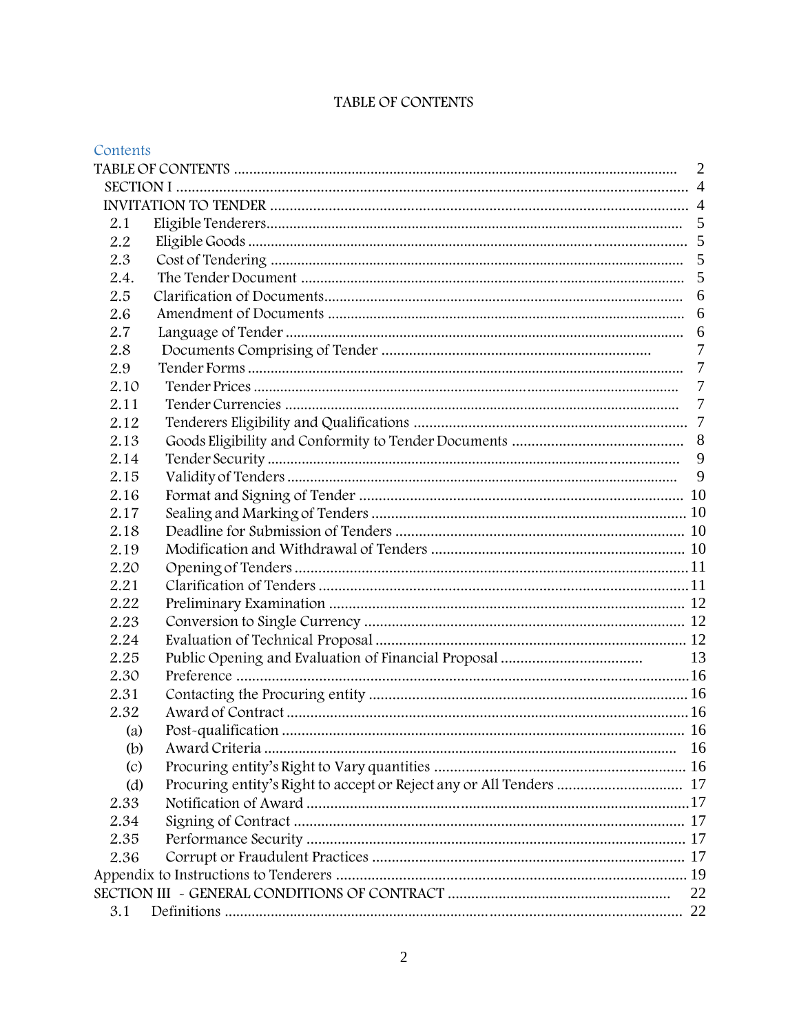# TABLE OF CONTENTS

Contents

| | | |
|---|---|---|
| TABLE OF CONTENTS | | 2 |
| SECTION I | | 4 |
| INVITATION TO TENDER | | 4 |
| 2.1 | Eligible Tenderers | 5 |
| 2.2 | Eligible Goods | 5 |
| 2.3 | Cost of Tendering | 5 |
| 2.4. | The Tender Document | 5 |
| 2.5 | Clarification of Documents | 6 |
| 2.6 | Amendment of Documents | 6 |
| 2.7 | Language of Tender | 6 |
| 2.8 | Documents Comprising of Tender | 7 |
| 2.9 | Tender Forms | 7 |
| 2.10 | Tender Prices | 7 |
| 2.11 | Tender Currencies | 7 |
| 2.12 | Tenderers Eligibility and Qualifications | 7 |
| 2.13 | Goods Eligibility and Conformity to Tender Documents | 8 |
| 2.14 | Tender Security | 9 |
| 2.15 | Validity of Tenders | 9 |
| 2.16 | Format and Signing of Tender | 10 |
| 2.17 | Sealing and Marking of Tenders | 10 |
| 2.18 | Deadline for Submission of Tenders | 10 |
| 2.19 | Modification and Withdrawal of Tenders | 10 |
| 2.20 | Opening of Tenders | 11 |
| 2.21 | Clarification of Tenders | 11 |
| 2.22 | Preliminary Examination | 12 |
| 2.23 | Conversion to Single Currency | 12 |
| 2.24 | Evaluation of Technical Proposal | 12 |
| 2.25 | Public Opening and Evaluation of Financial Proposal | 13 |
| 2.30 | Preference | 16 |
| 2.31 | Contacting the Procuring entity | 16 |
| 2.32 | Award of Contract | 16 |
| (a) | Post-qualification | 16 |
| (b) | Award Criteria | 16 |
| (c) | Procuring entity's Right to Vary quantities | 16 |
| (d) | Procuring entity's Right to accept or Reject any or All Tenders | 17 |
| 2.33 | Notification of Award | 17 |
| 2.34 | Signing of Contract | 17 |
| 2.35 | Performance Security | 17 |
| 2.36 | Corrupt or Fraudulent Practices | 17 |
| Appendix to Instructions to Tenderers | | 19 |
| SECTION III - GENERAL CONDITIONS OF CONTRACT | | 22 |
| 3.1 | Definitions | 22 |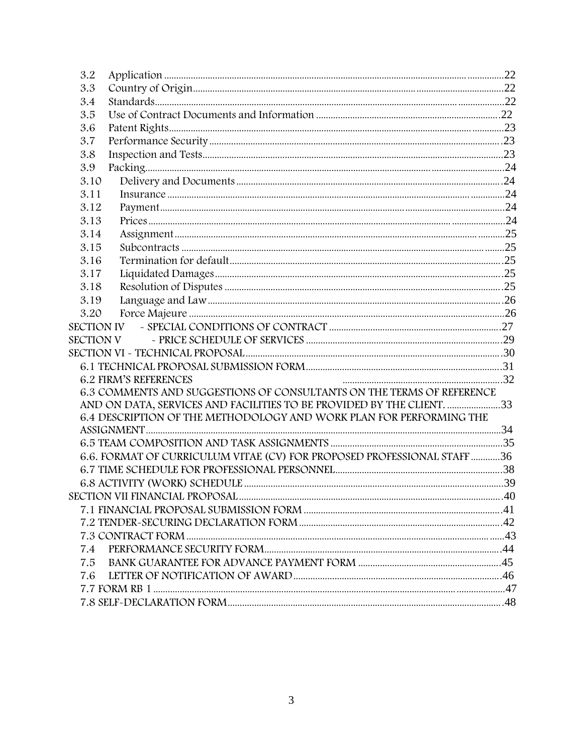3.2 Application ....................................................................................................................22
3.3 Country of Origin..............................................................................................................22
3.4 Standards..........................................................................................................................22
3.5 Use of Contract Documents and Information ......................................................................22
3.6 Patent Rights.....................................................................................................................23
3.7 Performance Security .........................................................................................................23
3.8 Inspection and Tests...........................................................................................................23
3.9 Packing.............................................................................................................................24
3.10 Delivery and Documents ..................................................................................................24
3.11 Insurance .......................................................................................................................24
3.12 Payment.........................................................................................................................24
3.13 Prices .............................................................................................................................24
3.14 Assignment ....................................................................................................................25
3.15 Subcontracts ..................................................................................................................25
3.16 Termination for default.....................................................................................................25
3.17 Liquidated Damages.........................................................................................................25
3.18 Resolution of Disputes .....................................................................................................25
3.19 Language and Law...........................................................................................................26
3.20 Force Majeure ................................................................................................................26

SECTION IV - SPECIAL CONDITIONS OF CONTRACT .........................................................27

SECTION V - PRICE SCHEDULE OF SERVICES .....................................................................29

SECTION VI - TECHNICAL PROPOSAL....................................................................................30

6.1 TECHNICAL PROPOSAL SUBMISSION FORM..........................................................................31
6.2 FIRM'S REFERENCES ...........................................................................................................32
6.3 COMMENTS AND SUGGESTIONS OF CONSULTANTS ON THE TERMS OF REFERENCE AND ON DATA, SERVICES AND FACILITIES TO BE PROVIDED BY THE CLIENT. ..........................33
6.4 DESCRIPTION OF THE METHODOLOGY AND WORK PLAN FOR PERFORMING THE ASSIGNMENT..........................................................................................................................34
6.5 TEAM COMPOSITION AND TASK ASSIGNMENTS .....................................................................35
6.6. FORMAT OF CURRICULUM VITAE (CV) FOR PROPOSED PROFESSIONAL STAFF ...................36
6.7 TIME SCHEDULE FOR PROFESSIONAL PERSONNEL...............................................................38
6.8 ACTIVITY (WORK) SCHEDULE ...............................................................................................39

SECTION VII FINANCIAL PROPOSAL.......................................................................................40

7.1 FINANCIAL PROPOSAL SUBMISSION FORM ...........................................................................41
7.2 TENDER-SECURING DECLARATION FORM ............................................................................42
7.3 CONTRACT FORM ................................................................................................................43
7.4 PERFORMANCE SECURITY FORM..........................................................................................44
7.5 BANK GUARANTEE FOR ADVANCE PAYMENT FORM ...............................................................45
7.6 LETTER OF NOTIFICATION OF AWARD...................................................................................46
7.7 FORM RB 1 ........................................................................................................................47
7.8 SELF-DECLARATION FORM...................................................................................................48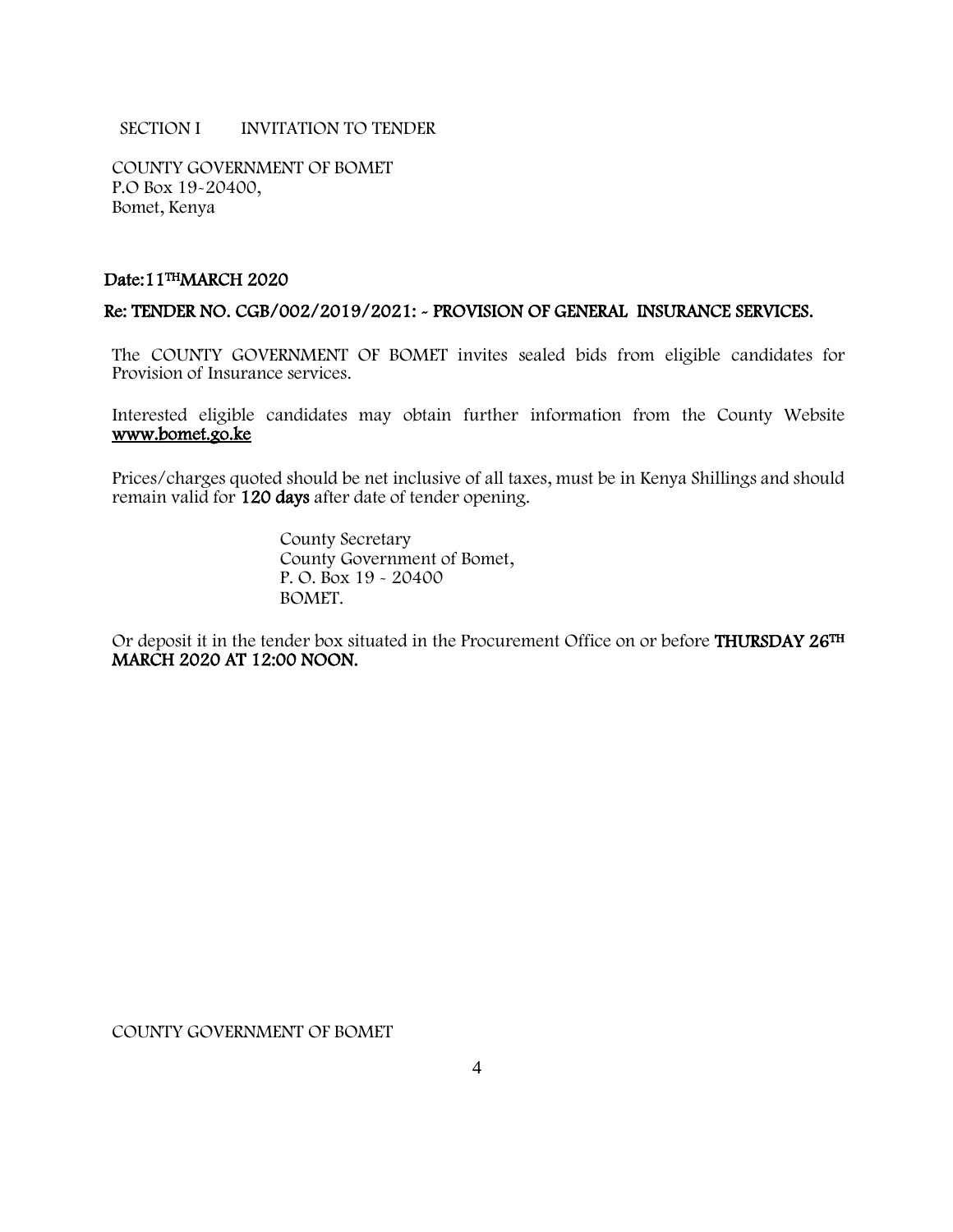SECTION I INVITATION TO TENDER

COUNTY GOVERNMENT OF BOMET
P.O Box 19-20400,
Bomet, Kenya

**Date:11TH MARCH 2020**

**Re: TENDER NO. CGB/002/2019/2021: - PROVISION OF GENERAL INSURANCE SERVICES.**

The COUNTY GOVERNMENT OF BOMET invites sealed bids from eligible candidates for Provision of Insurance services.

Interested eligible candidates may obtain further information from the County Website **www.bomet.go.ke**

Prices/charges quoted should be net inclusive of all taxes, must be in Kenya Shillings and should remain valid for **120 days** after date of tender opening.

County Secretary
County Government of Bomet,
P. O. Box 19 - 20400
BOMET.

Or deposit it in the tender box situated in the Procurement Office on or before **THURSDAY 26TH MARCH 2020 AT 12:00 NOON.**

COUNTY GOVERNMENT OF BOMET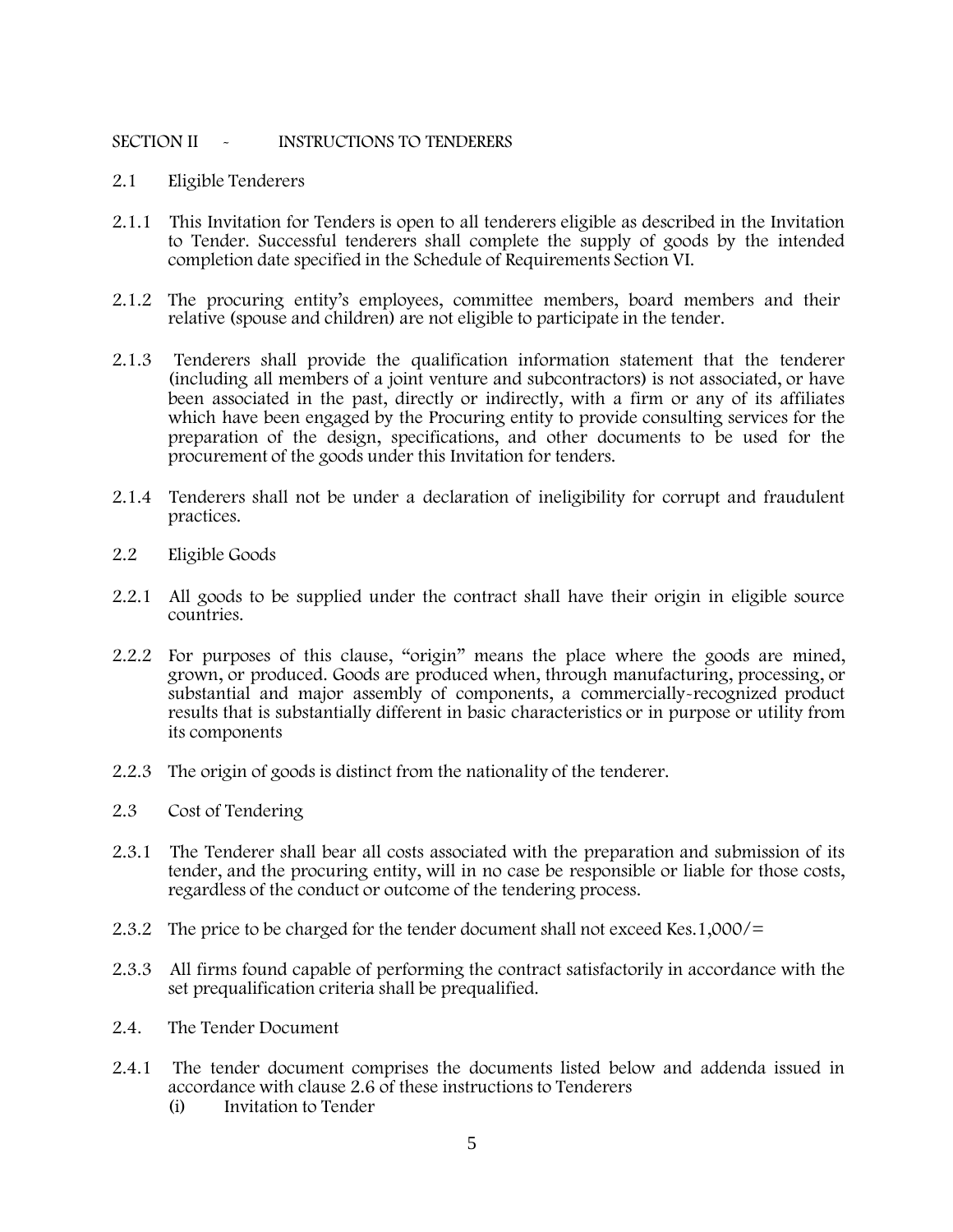## SECTION II - INSTRUCTIONS TO TENDERERS

### 2.1 Eligible Tenderers

2.1.1 This Invitation for Tenders is open to all tenderers eligible as described in the Invitation to Tender. Successful tenderers shall complete the supply of goods by the intended completion date specified in the Schedule of Requirements Section VI.

2.1.2 The procuring entity's employees, committee members, board members and their relative (spouse and children) are not eligible to participate in the tender.

2.1.3 Tenderers shall provide the qualification information statement that the tenderer (including all members of a joint venture and subcontractors) is not associated, or have been associated in the past, directly or indirectly, with a firm or any of its affiliates which have been engaged by the Procuring entity to provide consulting services for the preparation of the design, specifications, and other documents to be used for the procurement of the goods under this Invitation for tenders.

2.1.4 Tenderers shall not be under a declaration of ineligibility for corrupt and fraudulent practices.

### 2.2 Eligible Goods

2.2.1 All goods to be supplied under the contract shall have their origin in eligible source countries.

2.2.2 For purposes of this clause, "origin" means the place where the goods are mined, grown, or produced. Goods are produced when, through manufacturing, processing, or substantial and major assembly of components, a commercially-recognized product results that is substantially different in basic characteristics or in purpose or utility from its components

2.2.3 The origin of goods is distinct from the nationality of the tenderer.

### 2.3 Cost of Tendering

2.3.1 The Tenderer shall bear all costs associated with the preparation and submission of its tender, and the procuring entity, will in no case be responsible or liable for those costs, regardless of the conduct or outcome of the tendering process.

2.3.2 The price to be charged for the tender document shall not exceed Kes.1,000/=

2.3.3 All firms found capable of performing the contract satisfactorily in accordance with the set prequalification criteria shall be prequalified.

### 2.4. The Tender Document

2.4.1 The tender document comprises the documents listed below and addenda issued in accordance with clause 2.6 of these instructions to Tenderers

(i) Invitation to Tender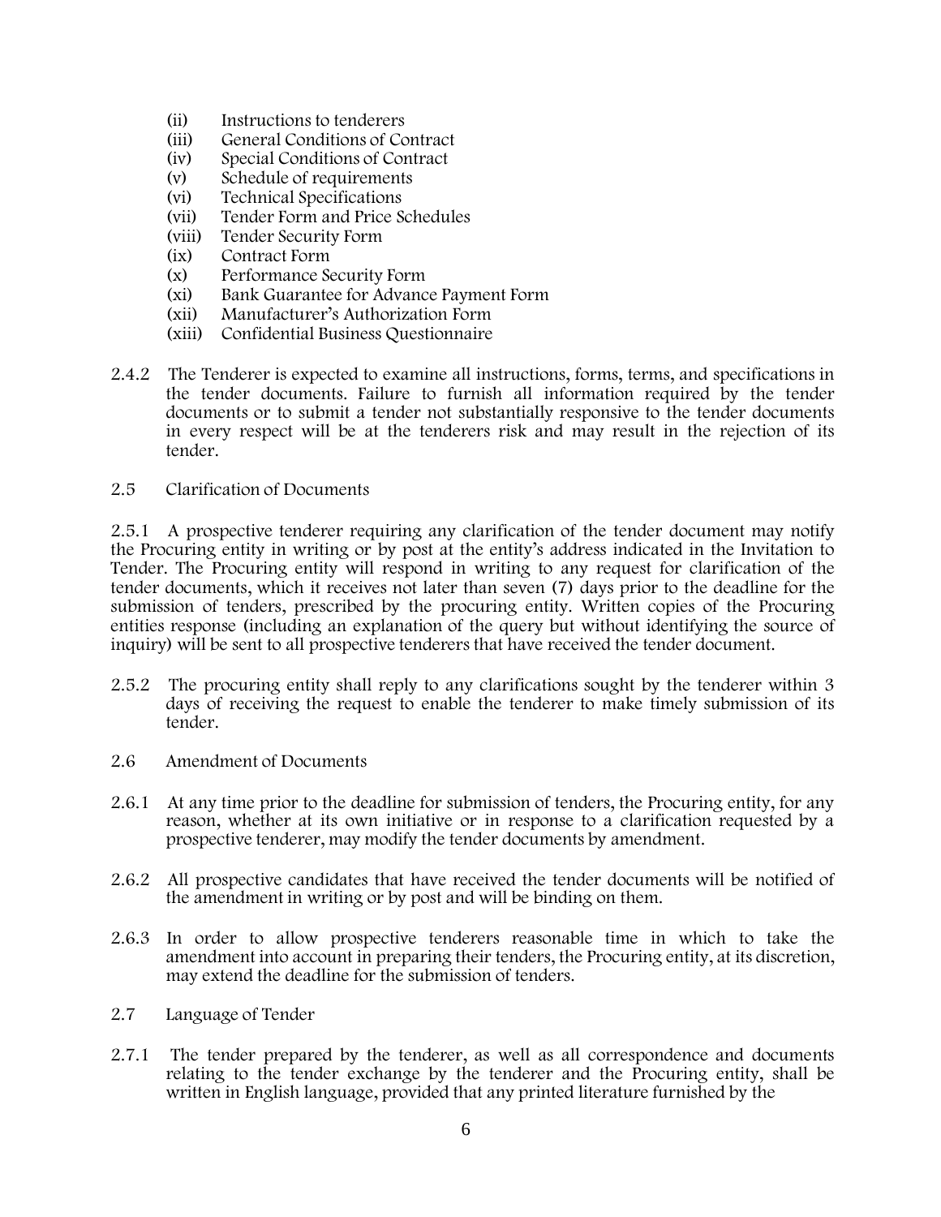(ii) Instructions to tenderers
(iii) General Conditions of Contract
(iv) Special Conditions of Contract
(v) Schedule of requirements
(vi) Technical Specifications
(vii) Tender Form and Price Schedules
(viii) Tender Security Form
(ix) Contract Form
(x) Performance Security Form
(xi) Bank Guarantee for Advance Payment Form
(xii) Manufacturer's Authorization Form
(xiii) Confidential Business Questionnaire

2.4.2 The Tenderer is expected to examine all instructions, forms, terms, and specifications in the tender documents. Failure to furnish all information required by the tender documents or to submit a tender not substantially responsive to the tender documents in every respect will be at the tenderers risk and may result in the rejection of its tender.

2.5 Clarification of Documents

2.5.1 A prospective tenderer requiring any clarification of the tender document may notify the Procuring entity in writing or by post at the entity's address indicated in the Invitation to Tender. The Procuring entity will respond in writing to any request for clarification of the tender documents, which it receives not later than seven (7) days prior to the deadline for the submission of tenders, prescribed by the procuring entity. Written copies of the Procuring entities response (including an explanation of the query but without identifying the source of inquiry) will be sent to all prospective tenderers that have received the tender document.

2.5.2 The procuring entity shall reply to any clarifications sought by the tenderer within 3 days of receiving the request to enable the tenderer to make timely submission of its tender.

2.6 Amendment of Documents

2.6.1 At any time prior to the deadline for submission of tenders, the Procuring entity, for any reason, whether at its own initiative or in response to a clarification requested by a prospective tenderer, may modify the tender documents by amendment.

2.6.2 All prospective candidates that have received the tender documents will be notified of the amendment in writing or by post and will be binding on them.

2.6.3 In order to allow prospective tenderers reasonable time in which to take the amendment into account in preparing their tenders, the Procuring entity, at its discretion, may extend the deadline for the submission of tenders.

2.7 Language of Tender

2.7.1 The tender prepared by the tenderer, as well as all correspondence and documents relating to the tender exchange by the tenderer and the Procuring entity, shall be written in English language, provided that any printed literature furnished by the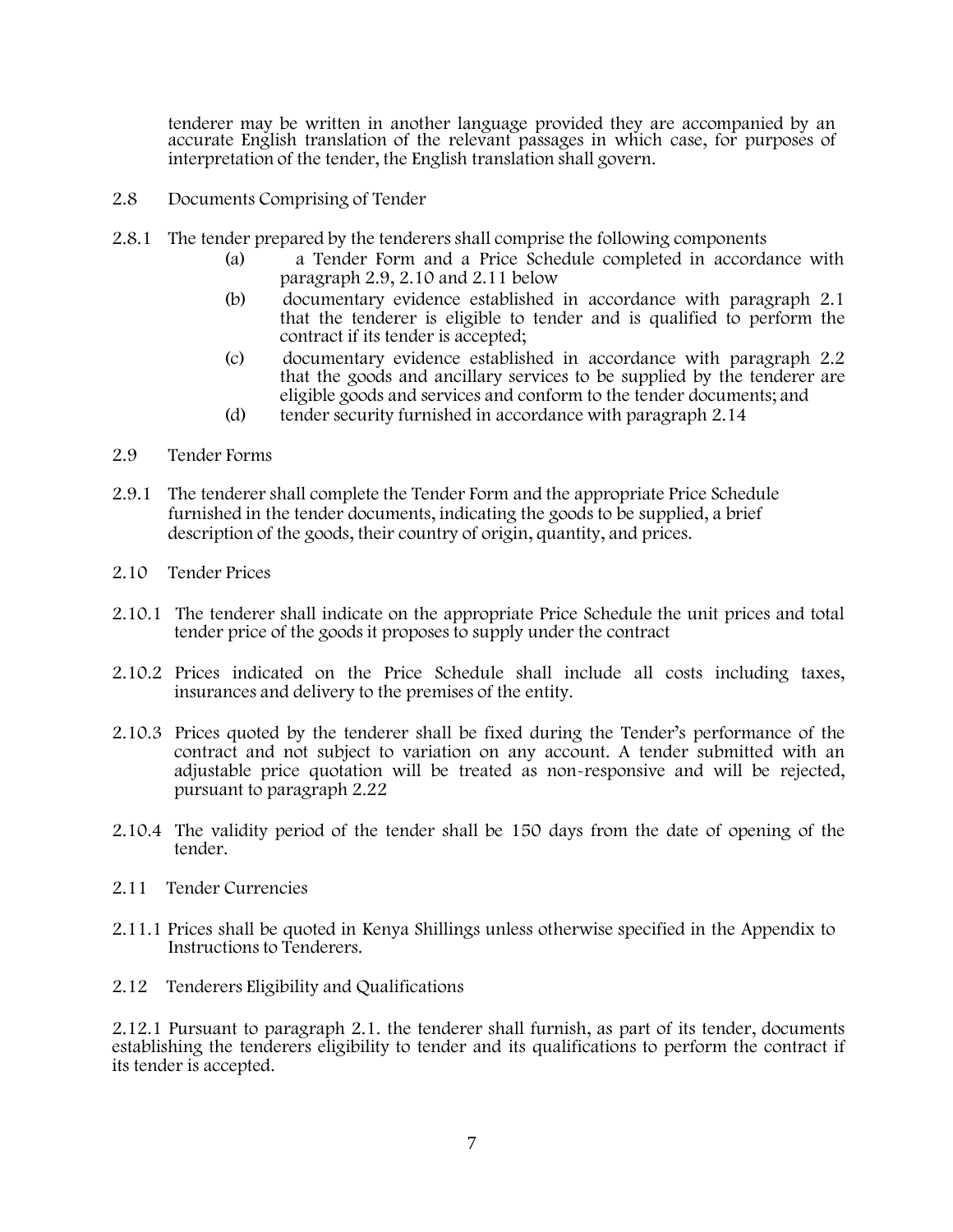tenderer may be written in another language provided they are accompanied by an accurate English translation of the relevant passages in which case, for purposes of interpretation of the tender, the English translation shall govern.

2.8 Documents Comprising of Tender

2.8.1 The tender prepared by the tenderers shall comprise the following components

(a) a Tender Form and a Price Schedule completed in accordance with paragraph 2.9, 2.10 and 2.11 below

(b) documentary evidence established in accordance with paragraph 2.1 that the tenderer is eligible to tender and is qualified to perform the contract if its tender is accepted;

(c) documentary evidence established in accordance with paragraph 2.2 that the goods and ancillary services to be supplied by the tenderer are eligible goods and services and conform to the tender documents; and

(d) tender security furnished in accordance with paragraph 2.14

2.9 Tender Forms

2.9.1 The tenderer shall complete the Tender Form and the appropriate Price Schedule furnished in the tender documents, indicating the goods to be supplied, a brief description of the goods, their country of origin, quantity, and prices.

2.10 Tender Prices

2.10.1 The tenderer shall indicate on the appropriate Price Schedule the unit prices and total tender price of the goods it proposes to supply under the contract

2.10.2 Prices indicated on the Price Schedule shall include all costs including taxes, insurances and delivery to the premises of the entity.

2.10.3 Prices quoted by the tenderer shall be fixed during the Tender's performance of the contract and not subject to variation on any account. A tender submitted with an adjustable price quotation will be treated as non-responsive and will be rejected, pursuant to paragraph 2.22

2.10.4 The validity period of the tender shall be 150 days from the date of opening of the tender.

2.11 Tender Currencies

2.11.1 Prices shall be quoted in Kenya Shillings unless otherwise specified in the Appendix to Instructions to Tenderers.

2.12 Tenderers Eligibility and Qualifications

2.12.1 Pursuant to paragraph 2.1. the tenderer shall furnish, as part of its tender, documents establishing the tenderers eligibility to tender and its qualifications to perform the contract if its tender is accepted.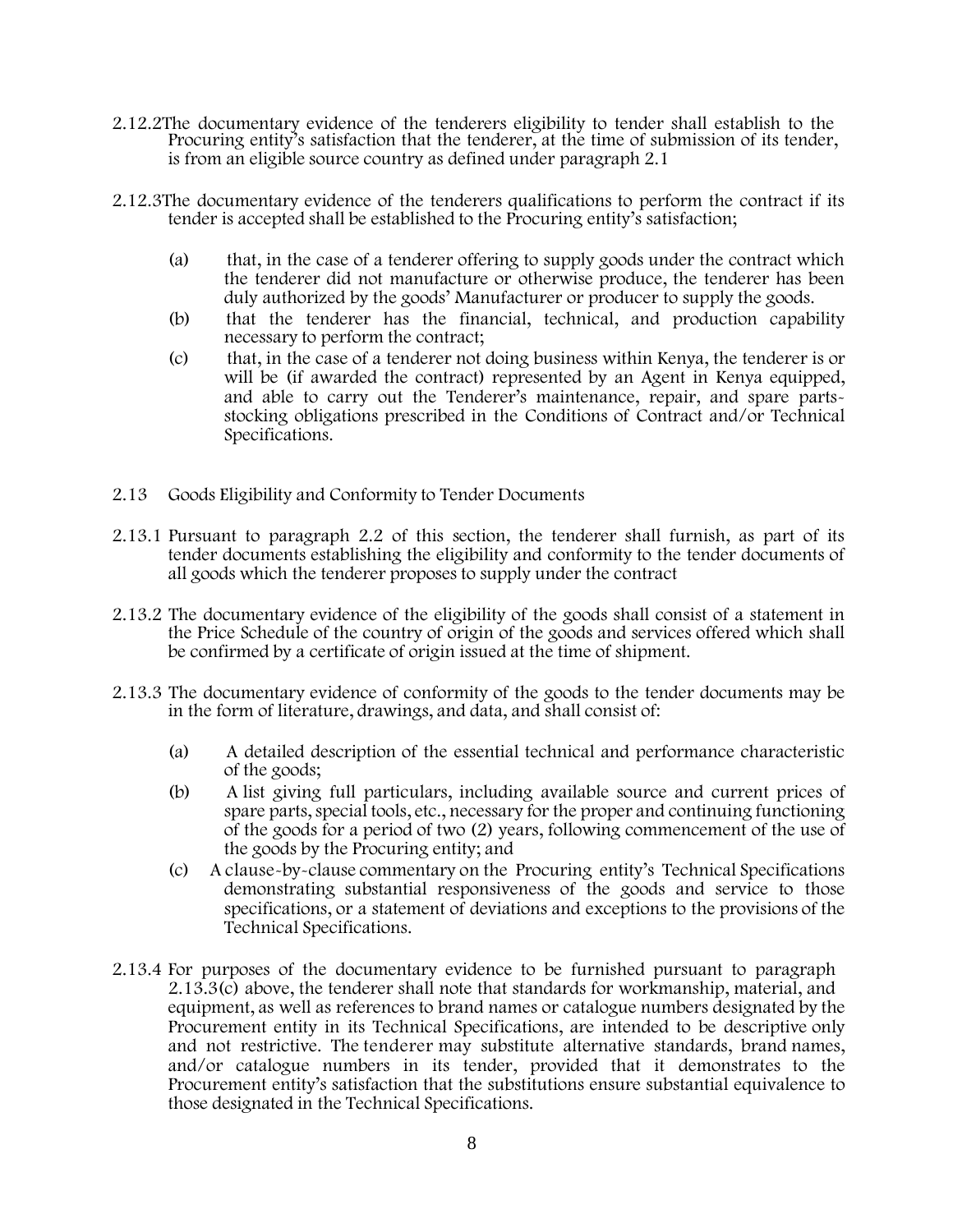2.12.2 The documentary evidence of the tenderers eligibility to tender shall establish to the Procuring entity's satisfaction that the tenderer, at the time of submission of its tender, is from an eligible source country as defined under paragraph 2.1

2.12.3 The documentary evidence of the tenderers qualifications to perform the contract if its tender is accepted shall be established to the Procuring entity's satisfaction;

(a) that, in the case of a tenderer offering to supply goods under the contract which the tenderer did not manufacture or otherwise produce, the tenderer has been duly authorized by the goods' Manufacturer or producer to supply the goods.

(b) that the tenderer has the financial, technical, and production capability necessary to perform the contract;

(c) that, in the case of a tenderer not doing business within Kenya, the tenderer is or will be (if awarded the contract) represented by an Agent in Kenya equipped, and able to carry out the Tenderer's maintenance, repair, and spare parts-stocking obligations prescribed in the Conditions of Contract and/or Technical Specifications.

2.13 Goods Eligibility and Conformity to Tender Documents

2.13.1 Pursuant to paragraph 2.2 of this section, the tenderer shall furnish, as part of its tender documents establishing the eligibility and conformity to the tender documents of all goods which the tenderer proposes to supply under the contract

2.13.2 The documentary evidence of the eligibility of the goods shall consist of a statement in the Price Schedule of the country of origin of the goods and services offered which shall be confirmed by a certificate of origin issued at the time of shipment.

2.13.3 The documentary evidence of conformity of the goods to the tender documents may be in the form of literature, drawings, and data, and shall consist of:

(a) A detailed description of the essential technical and performance characteristic of the goods;

(b) A list giving full particulars, including available source and current prices of spare parts, special tools, etc., necessary for the proper and continuing functioning of the goods for a period of two (2) years, following commencement of the use of the goods by the Procuring entity; and

(c) A clause-by-clause commentary on the Procuring entity's Technical Specifications demonstrating substantial responsiveness of the goods and service to those specifications, or a statement of deviations and exceptions to the provisions of the Technical Specifications.

2.13.4 For purposes of the documentary evidence to be furnished pursuant to paragraph 2.13.3(c) above, the tenderer shall note that standards for workmanship, material, and equipment, as well as references to brand names or catalogue numbers designated by the Procurement entity in its Technical Specifications, are intended to be descriptive only and not restrictive. The tenderer may substitute alternative standards, brand names, and/or catalogue numbers in its tender, provided that it demonstrates to the Procurement entity's satisfaction that the substitutions ensure substantial equivalence to those designated in the Technical Specifications.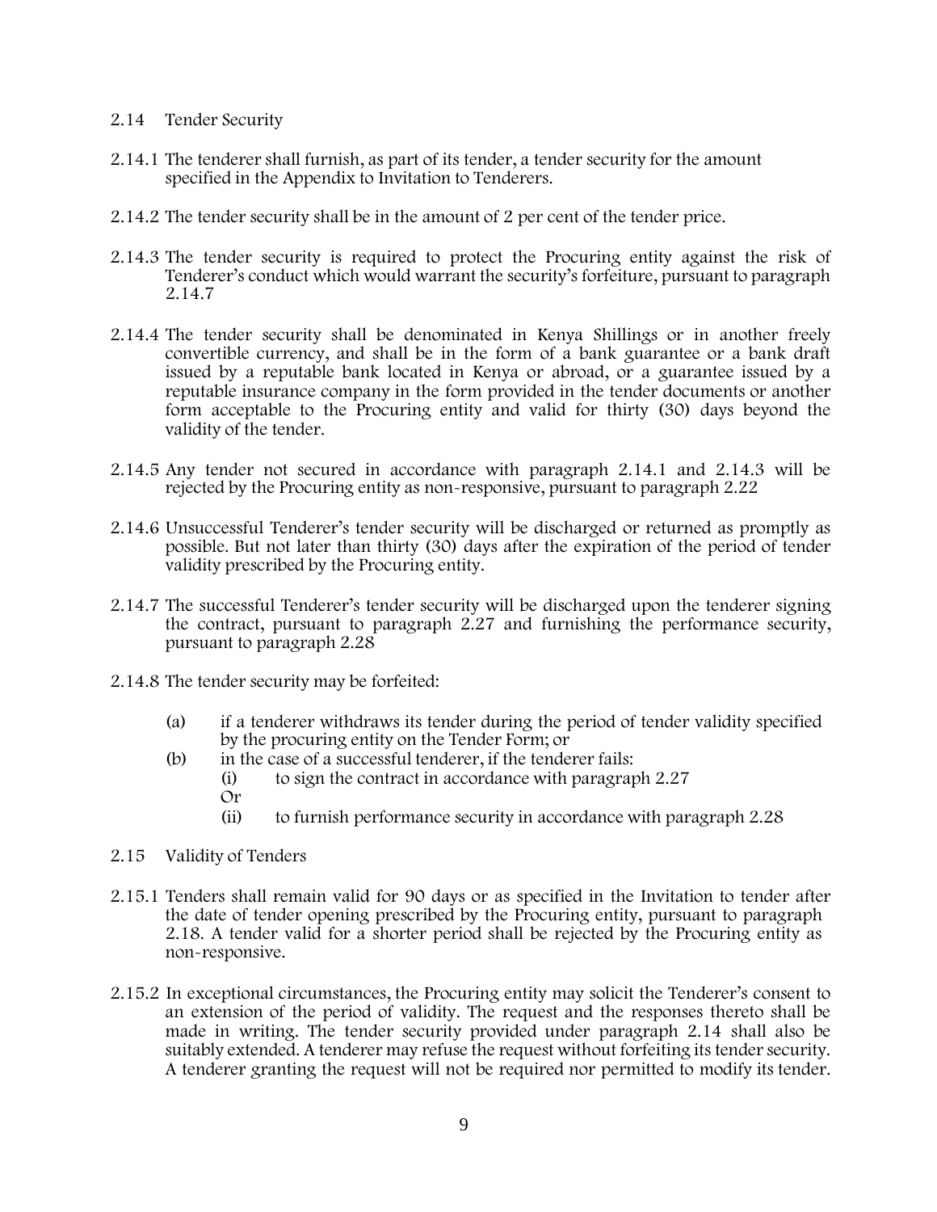## 2.14 Tender Security

2.14.1 The tenderer shall furnish, as part of its tender, a tender security for the amount specified in the Appendix to Invitation to Tenderers.

2.14.2 The tender security shall be in the amount of 2 per cent of the tender price.

2.14.3 The tender security is required to protect the Procuring entity against the risk of Tenderer's conduct which would warrant the security's forfeiture, pursuant to paragraph 2.14.7

2.14.4 The tender security shall be denominated in Kenya Shillings or in another freely convertible currency, and shall be in the form of a bank guarantee or a bank draft issued by a reputable bank located in Kenya or abroad, or a guarantee issued by a reputable insurance company in the form provided in the tender documents or another form acceptable to the Procuring entity and valid for thirty (30) days beyond the validity of the tender.

2.14.5 Any tender not secured in accordance with paragraph 2.14.1 and 2.14.3 will be rejected by the Procuring entity as non-responsive, pursuant to paragraph 2.22

2.14.6 Unsuccessful Tenderer's tender security will be discharged or returned as promptly as possible. But not later than thirty (30) days after the expiration of the period of tender validity prescribed by the Procuring entity.

2.14.7 The successful Tenderer's tender security will be discharged upon the tenderer signing the contract, pursuant to paragraph 2.27 and furnishing the performance security, pursuant to paragraph 2.28

2.14.8 The tender security may be forfeited:

(a) if a tenderer withdraws its tender during the period of tender validity specified by the procuring entity on the Tender Form; or

(b) in the case of a successful tenderer, if the tenderer fails:

(i) to sign the contract in accordance with paragraph 2.27

Or

(ii) to furnish performance security in accordance with paragraph 2.28

## 2.15 Validity of Tenders

2.15.1 Tenders shall remain valid for 90 days or as specified in the Invitation to tender after the date of tender opening prescribed by the Procuring entity, pursuant to paragraph 2.18. A tender valid for a shorter period shall be rejected by the Procuring entity as non-responsive.

2.15.2 In exceptional circumstances, the Procuring entity may solicit the Tenderer's consent to an extension of the period of validity. The request and the responses thereto shall be made in writing. The tender security provided under paragraph 2.14 shall also be suitably extended. A tenderer may refuse the request without forfeiting its tender security. A tenderer granting the request will not be required nor permitted to modify its tender.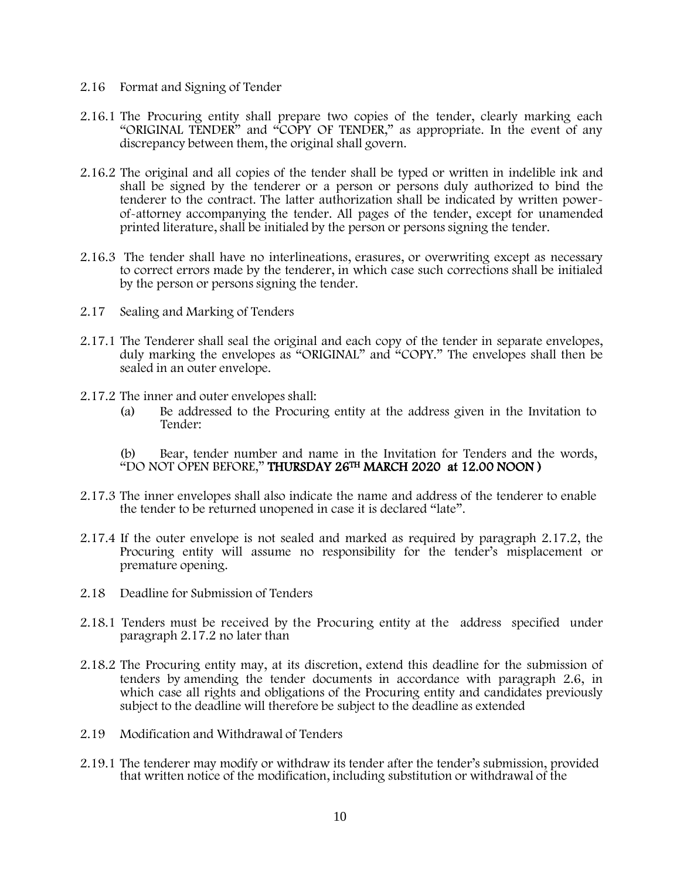2.16 Format and Signing of Tender

2.16.1 The Procuring entity shall prepare two copies of the tender, clearly marking each "ORIGINAL TENDER" and "COPY OF TENDER," as appropriate. In the event of any discrepancy between them, the original shall govern.

2.16.2 The original and all copies of the tender shall be typed or written in indelible ink and shall be signed by the tenderer or a person or persons duly authorized to bind the tenderer to the contract. The latter authorization shall be indicated by written power-of-attorney accompanying the tender. All pages of the tender, except for unamended printed literature, shall be initialed by the person or persons signing the tender.

2.16.3 The tender shall have no interlineations, erasures, or overwriting except as necessary to correct errors made by the tenderer, in which case such corrections shall be initialed by the person or persons signing the tender.

2.17 Sealing and Marking of Tenders

2.17.1 The Tenderer shall seal the original and each copy of the tender in separate envelopes, duly marking the envelopes as "ORIGINAL" and "COPY." The envelopes shall then be sealed in an outer envelope.

2.17.2 The inner and outer envelopes shall:

(a) Be addressed to the Procuring entity at the address given in the Invitation to Tender:

(b) Bear, tender number and name in the Invitation for Tenders and the words, "DO NOT OPEN BEFORE," **THURSDAY 26TH MARCH 2020 at 12.00 NOON )**

2.17.3 The inner envelopes shall also indicate the name and address of the tenderer to enable the tender to be returned unopened in case it is declared "late".

2.17.4 If the outer envelope is not sealed and marked as required by paragraph 2.17.2, the Procuring entity will assume no responsibility for the tender's misplacement or premature opening.

2.18 Deadline for Submission of Tenders

2.18.1 Tenders must be received by the Procuring entity at the address specified under paragraph 2.17.2 no later than

2.18.2 The Procuring entity may, at its discretion, extend this deadline for the submission of tenders by amending the tender documents in accordance with paragraph 2.6, in which case all rights and obligations of the Procuring entity and candidates previously subject to the deadline will therefore be subject to the deadline as extended

2.19 Modification and Withdrawal of Tenders

2.19.1 The tenderer may modify or withdraw its tender after the tender's submission, provided that written notice of the modification, including substitution or withdrawal of the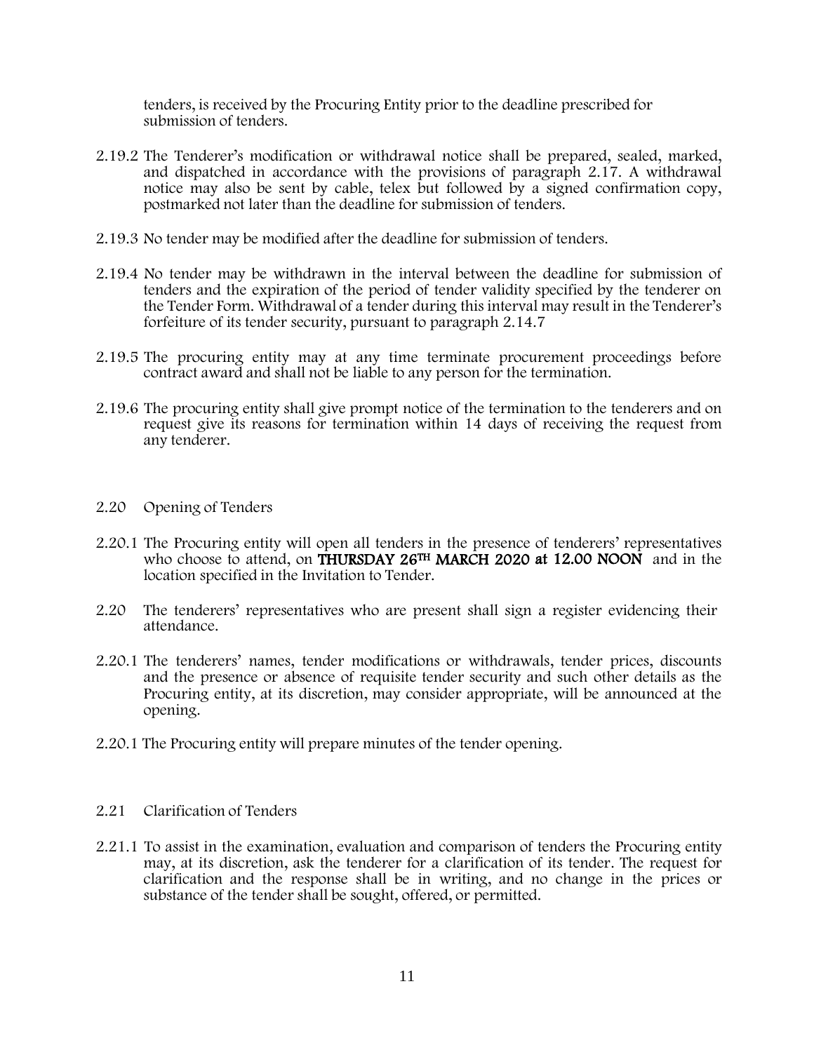tenders, is received by the Procuring Entity prior to the deadline prescribed for submission of tenders.

2.19.2 The Tenderer's modification or withdrawal notice shall be prepared, sealed, marked, and dispatched in accordance with the provisions of paragraph 2.17. A withdrawal notice may also be sent by cable, telex but followed by a signed confirmation copy, postmarked not later than the deadline for submission of tenders.

2.19.3 No tender may be modified after the deadline for submission of tenders.

2.19.4 No tender may be withdrawn in the interval between the deadline for submission of tenders and the expiration of the period of tender validity specified by the tenderer on the Tender Form. Withdrawal of a tender during this interval may result in the Tenderer's forfeiture of its tender security, pursuant to paragraph 2.14.7

2.19.5 The procuring entity may at any time terminate procurement proceedings before contract award and shall not be liable to any person for the termination.

2.19.6 The procuring entity shall give prompt notice of the termination to the tenderers and on request give its reasons for termination within 14 days of receiving the request from any tenderer.

2.20 Opening of Tenders

2.20.1 The Procuring entity will open all tenders in the presence of tenderers' representatives who choose to attend, on **THURSDAY 26TH MARCH 2020 at 12.00 NOON** and in the location specified in the Invitation to Tender.

2.20 The tenderers' representatives who are present shall sign a register evidencing their attendance.

2.20.1 The tenderers' names, tender modifications or withdrawals, tender prices, discounts and the presence or absence of requisite tender security and such other details as the Procuring entity, at its discretion, may consider appropriate, will be announced at the opening.

2.20.1 The Procuring entity will prepare minutes of the tender opening.

2.21 Clarification of Tenders

2.21.1 To assist in the examination, evaluation and comparison of tenders the Procuring entity may, at its discretion, ask the tenderer for a clarification of its tender. The request for clarification and the response shall be in writing, and no change in the prices or substance of the tender shall be sought, offered, or permitted.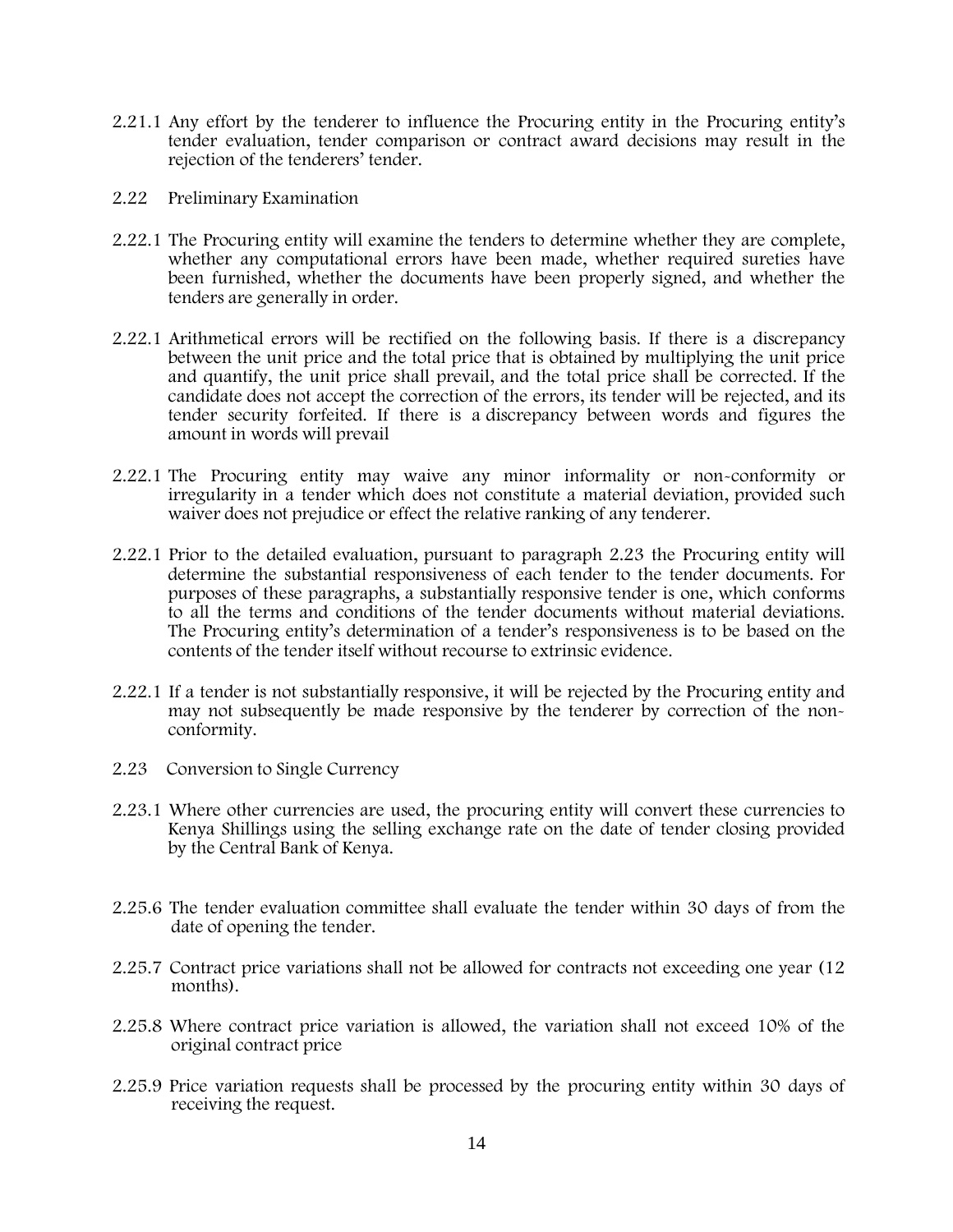2.21.1 Any effort by the tenderer to influence the Procuring entity in the Procuring entity's tender evaluation, tender comparison or contract award decisions may result in the rejection of the tenderers' tender.

2.22 Preliminary Examination

2.22.1 The Procuring entity will examine the tenders to determine whether they are complete, whether any computational errors have been made, whether required sureties have been furnished, whether the documents have been properly signed, and whether the tenders are generally in order.

2.22.1 Arithmetical errors will be rectified on the following basis. If there is a discrepancy between the unit price and the total price that is obtained by multiplying the unit price and quantify, the unit price shall prevail, and the total price shall be corrected. If the candidate does not accept the correction of the errors, its tender will be rejected, and its tender security forfeited. If there is a discrepancy between words and figures the amount in words will prevail

2.22.1 The Procuring entity may waive any minor informality or non-conformity or irregularity in a tender which does not constitute a material deviation, provided such waiver does not prejudice or effect the relative ranking of any tenderer.

2.22.1 Prior to the detailed evaluation, pursuant to paragraph 2.23 the Procuring entity will determine the substantial responsiveness of each tender to the tender documents. For purposes of these paragraphs, a substantially responsive tender is one, which conforms to all the terms and conditions of the tender documents without material deviations. The Procuring entity's determination of a tender's responsiveness is to be based on the contents of the tender itself without recourse to extrinsic evidence.

2.22.1 If a tender is not substantially responsive, it will be rejected by the Procuring entity and may not subsequently be made responsive by the tenderer by correction of the non-conformity.

2.23 Conversion to Single Currency

2.23.1 Where other currencies are used, the procuring entity will convert these currencies to Kenya Shillings using the selling exchange rate on the date of tender closing provided by the Central Bank of Kenya.

2.25.6 The tender evaluation committee shall evaluate the tender within 30 days of from the date of opening the tender.

2.25.7 Contract price variations shall not be allowed for contracts not exceeding one year (12 months).

2.25.8 Where contract price variation is allowed, the variation shall not exceed 10% of the original contract price

2.25.9 Price variation requests shall be processed by the procuring entity within 30 days of receiving the request.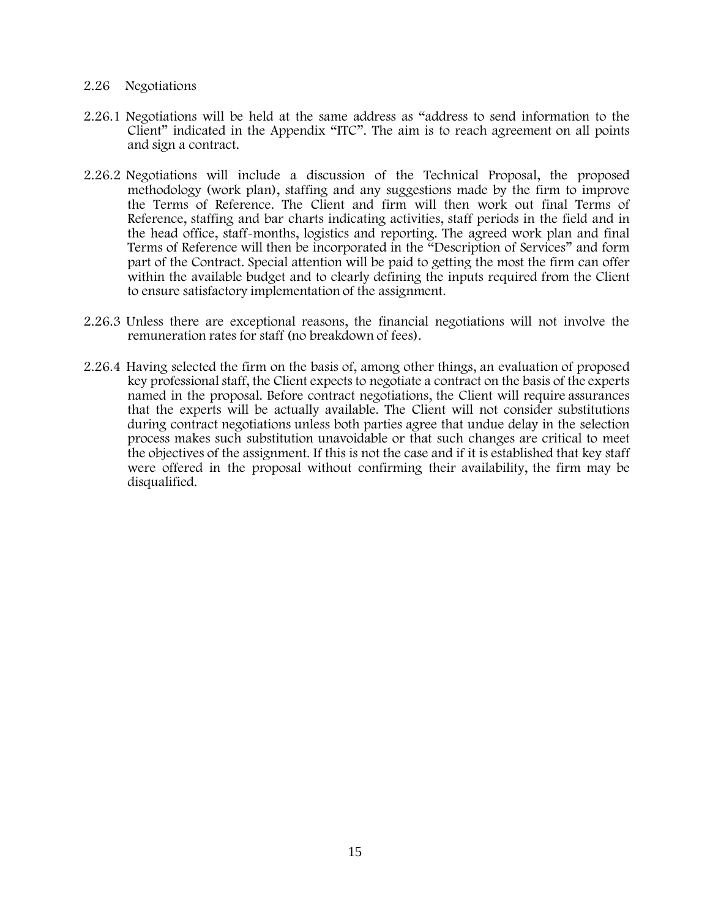## 2.26 Negotiations

2.26.1 Negotiations will be held at the same address as "address to send information to the Client" indicated in the Appendix "ITC". The aim is to reach agreement on all points and sign a contract.

2.26.2 Negotiations will include a discussion of the Technical Proposal, the proposed methodology (work plan), staffing and any suggestions made by the firm to improve the Terms of Reference. The Client and firm will then work out final Terms of Reference, staffing and bar charts indicating activities, staff periods in the field and in the head office, staff-months, logistics and reporting. The agreed work plan and final Terms of Reference will then be incorporated in the "Description of Services" and form part of the Contract. Special attention will be paid to getting the most the firm can offer within the available budget and to clearly defining the inputs required from the Client to ensure satisfactory implementation of the assignment.

2.26.3 Unless there are exceptional reasons, the financial negotiations will not involve the remuneration rates for staff (no breakdown of fees).

2.26.4 Having selected the firm on the basis of, among other things, an evaluation of proposed key professional staff, the Client expects to negotiate a contract on the basis of the experts named in the proposal. Before contract negotiations, the Client will require assurances that the experts will be actually available. The Client will not consider substitutions during contract negotiations unless both parties agree that undue delay in the selection process makes such substitution unavoidable or that such changes are critical to meet the objectives of the assignment. If this is not the case and if it is established that key staff were offered in the proposal without confirming their availability, the firm may be disqualified.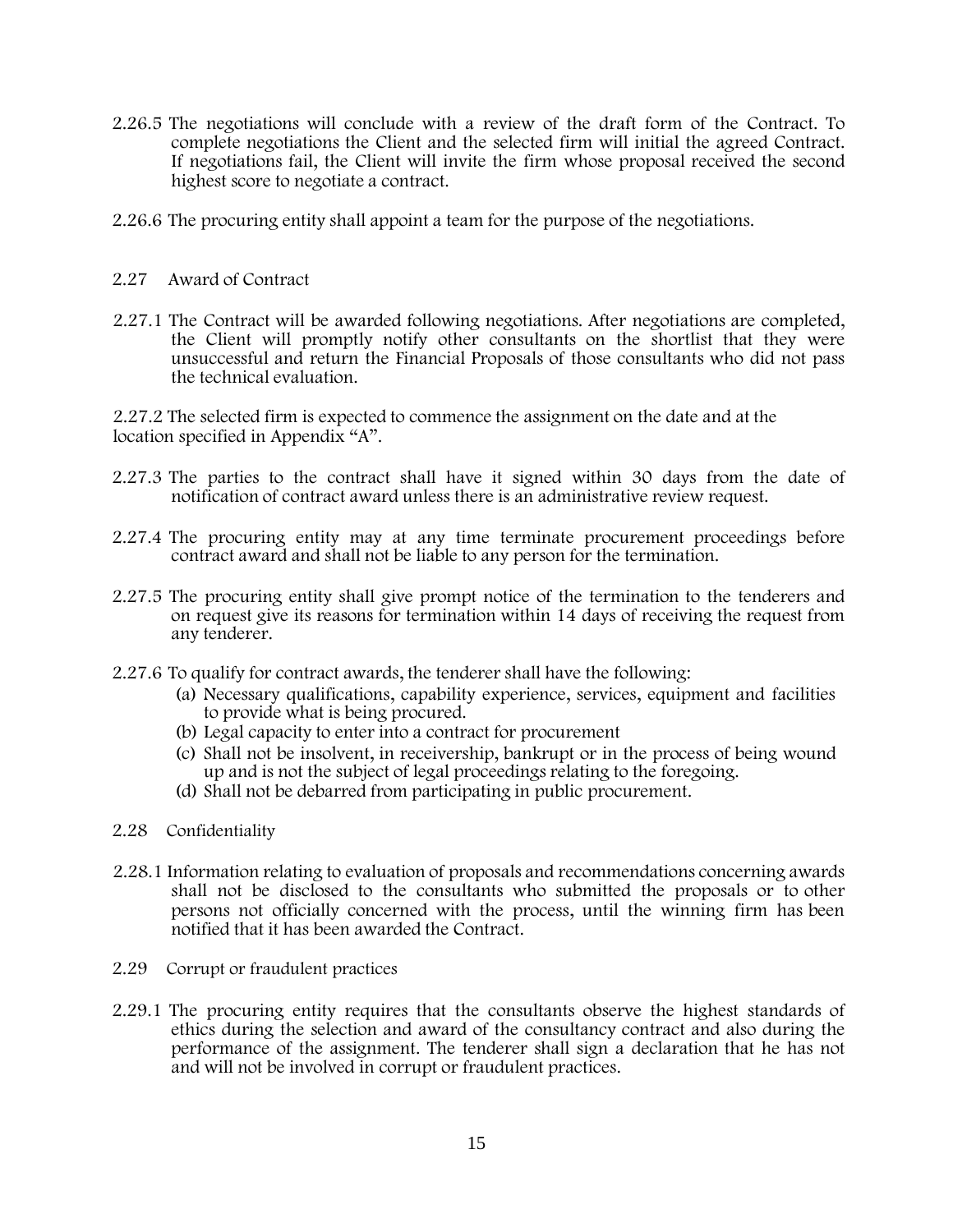2.26.5 The negotiations will conclude with a review of the draft form of the Contract. To complete negotiations the Client and the selected firm will initial the agreed Contract. If negotiations fail, the Client will invite the firm whose proposal received the second highest score to negotiate a contract.

2.26.6 The procuring entity shall appoint a team for the purpose of the negotiations.

2.27 Award of Contract

2.27.1 The Contract will be awarded following negotiations. After negotiations are completed, the Client will promptly notify other consultants on the shortlist that they were unsuccessful and return the Financial Proposals of those consultants who did not pass the technical evaluation.

2.27.2 The selected firm is expected to commence the assignment on the date and at the location specified in Appendix "A".

2.27.3 The parties to the contract shall have it signed within 30 days from the date of notification of contract award unless there is an administrative review request.

2.27.4 The procuring entity may at any time terminate procurement proceedings before contract award and shall not be liable to any person for the termination.

2.27.5 The procuring entity shall give prompt notice of the termination to the tenderers and on request give its reasons for termination within 14 days of receiving the request from any tenderer.

2.27.6 To qualify for contract awards, the tenderer shall have the following:

(a) Necessary qualifications, capability experience, services, equipment and facilities to provide what is being procured.
(b) Legal capacity to enter into a contract for procurement
(c) Shall not be insolvent, in receivership, bankrupt or in the process of being wound up and is not the subject of legal proceedings relating to the foregoing.
(d) Shall not be debarred from participating in public procurement.

2.28 Confidentiality

2.28.1 Information relating to evaluation of proposals and recommendations concerning awards shall not be disclosed to the consultants who submitted the proposals or to other persons not officially concerned with the process, until the winning firm has been notified that it has been awarded the Contract.

2.29 Corrupt or fraudulent practices

2.29.1 The procuring entity requires that the consultants observe the highest standards of ethics during the selection and award of the consultancy contract and also during the performance of the assignment. The tenderer shall sign a declaration that he has not and will not be involved in corrupt or fraudulent practices.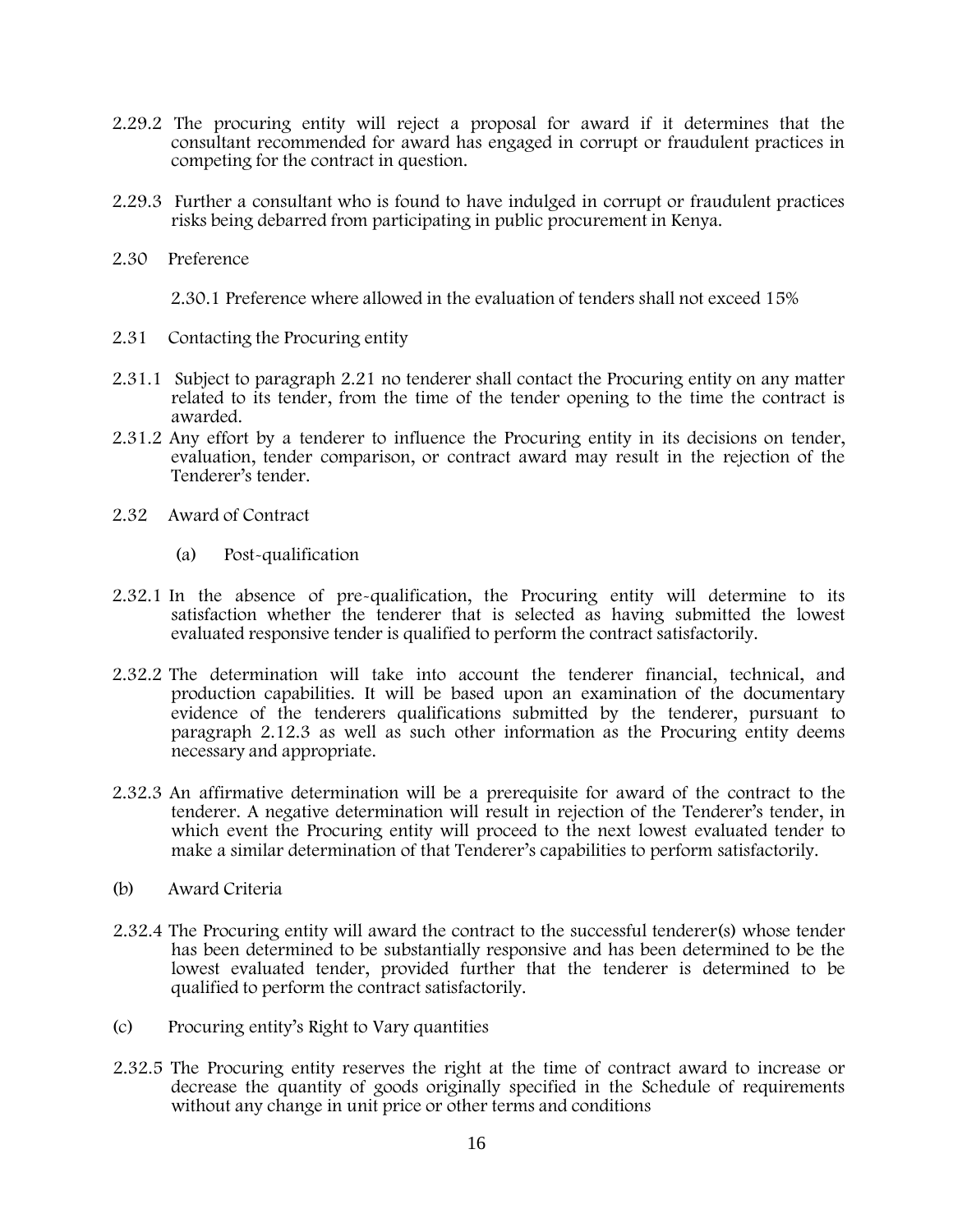2.29.2 The procuring entity will reject a proposal for award if it determines that the consultant recommended for award has engaged in corrupt or fraudulent practices in competing for the contract in question.

2.29.3 Further a consultant who is found to have indulged in corrupt or fraudulent practices risks being debarred from participating in public procurement in Kenya.

2.30 Preference

2.30.1 Preference where allowed in the evaluation of tenders shall not exceed 15%

2.31 Contacting the Procuring entity

2.31.1 Subject to paragraph 2.21 no tenderer shall contact the Procuring entity on any matter related to its tender, from the time of the tender opening to the time the contract is awarded.

2.31.2 Any effort by a tenderer to influence the Procuring entity in its decisions on tender, evaluation, tender comparison, or contract award may result in the rejection of the Tenderer's tender.

2.32 Award of Contract

(a) Post-qualification

2.32.1 In the absence of pre-qualification, the Procuring entity will determine to its satisfaction whether the tenderer that is selected as having submitted the lowest evaluated responsive tender is qualified to perform the contract satisfactorily.

2.32.2 The determination will take into account the tenderer financial, technical, and production capabilities. It will be based upon an examination of the documentary evidence of the tenderers qualifications submitted by the tenderer, pursuant to paragraph 2.12.3 as well as such other information as the Procuring entity deems necessary and appropriate.

2.32.3 An affirmative determination will be a prerequisite for award of the contract to the tenderer. A negative determination will result in rejection of the Tenderer's tender, in which event the Procuring entity will proceed to the next lowest evaluated tender to make a similar determination of that Tenderer's capabilities to perform satisfactorily.

(b) Award Criteria

2.32.4 The Procuring entity will award the contract to the successful tenderer(s) whose tender has been determined to be substantially responsive and has been determined to be the lowest evaluated tender, provided further that the tenderer is determined to be qualified to perform the contract satisfactorily.

(c) Procuring entity's Right to Vary quantities

2.32.5 The Procuring entity reserves the right at the time of contract award to increase or decrease the quantity of goods originally specified in the Schedule of requirements without any change in unit price or other terms and conditions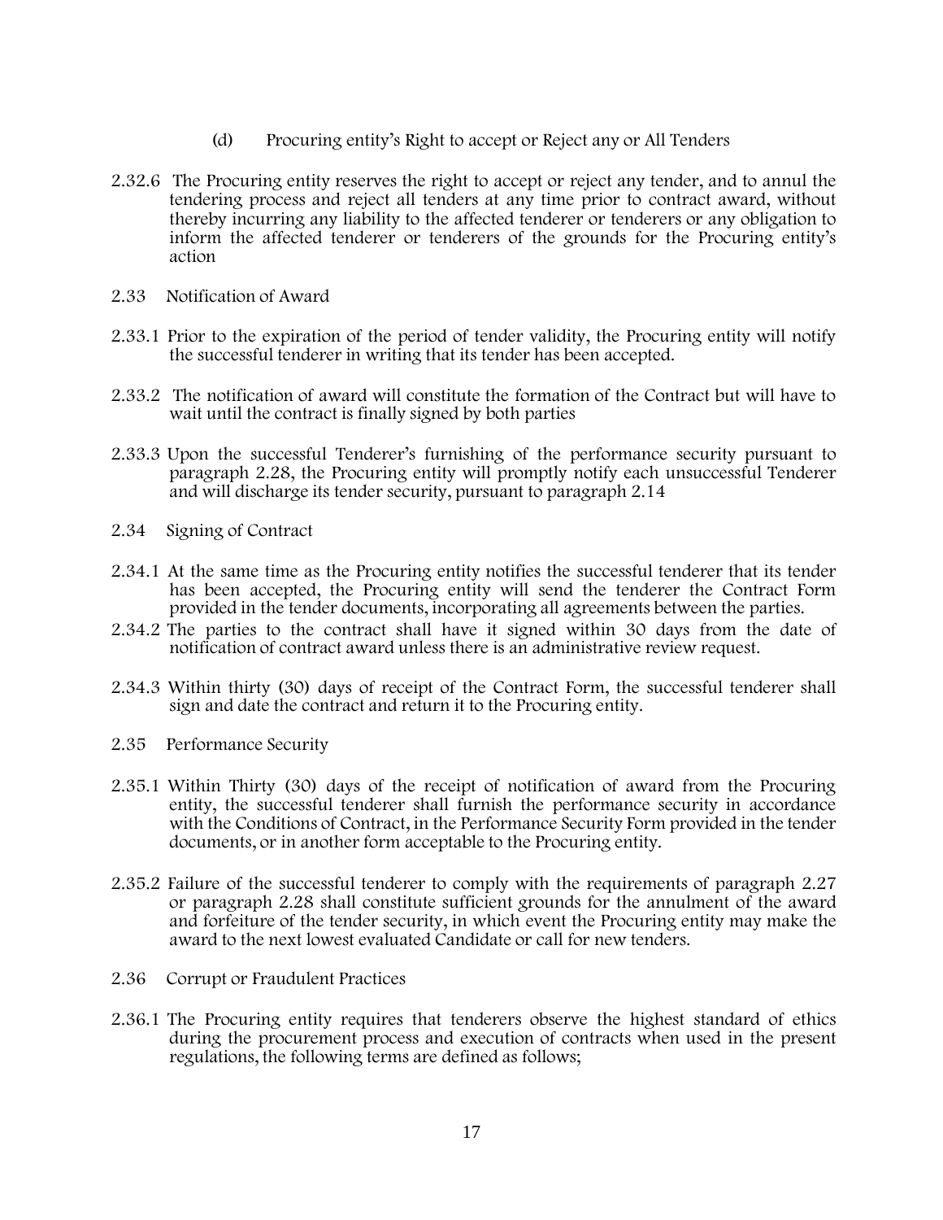(d) Procuring entity's Right to accept or Reject any or All Tenders

2.32.6 The Procuring entity reserves the right to accept or reject any tender, and to annul the tendering process and reject all tenders at any time prior to contract award, without thereby incurring any liability to the affected tenderer or tenderers or any obligation to inform the affected tenderer or tenderers of the grounds for the Procuring entity's action

2.33 Notification of Award

2.33.1 Prior to the expiration of the period of tender validity, the Procuring entity will notify the successful tenderer in writing that its tender has been accepted.

2.33.2 The notification of award will constitute the formation of the Contract but will have to wait until the contract is finally signed by both parties

2.33.3 Upon the successful Tenderer's furnishing of the performance security pursuant to paragraph 2.28, the Procuring entity will promptly notify each unsuccessful Tenderer and will discharge its tender security, pursuant to paragraph 2.14

2.34 Signing of Contract

2.34.1 At the same time as the Procuring entity notifies the successful tenderer that its tender has been accepted, the Procuring entity will send the tenderer the Contract Form provided in the tender documents, incorporating all agreements between the parties.

2.34.2 The parties to the contract shall have it signed within 30 days from the date of notification of contract award unless there is an administrative review request.

2.34.3 Within thirty (30) days of receipt of the Contract Form, the successful tenderer shall sign and date the contract and return it to the Procuring entity.

2.35 Performance Security

2.35.1 Within Thirty (30) days of the receipt of notification of award from the Procuring entity, the successful tenderer shall furnish the performance security in accordance with the Conditions of Contract, in the Performance Security Form provided in the tender documents, or in another form acceptable to the Procuring entity.

2.35.2 Failure of the successful tenderer to comply with the requirements of paragraph 2.27 or paragraph 2.28 shall constitute sufficient grounds for the annulment of the award and forfeiture of the tender security, in which event the Procuring entity may make the award to the next lowest evaluated Candidate or call for new tenders.

2.36 Corrupt or Fraudulent Practices

2.36.1 The Procuring entity requires that tenderers observe the highest standard of ethics during the procurement process and execution of contracts when used in the present regulations, the following terms are defined as follows;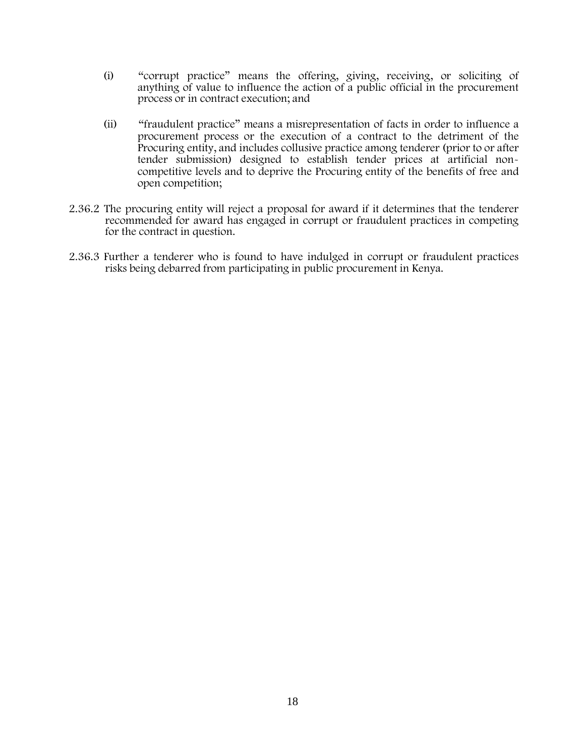(i) "corrupt practice" means the offering, giving, receiving, or soliciting of anything of value to influence the action of a public official in the procurement process or in contract execution; and

(ii) "fraudulent practice" means a misrepresentation of facts in order to influence a procurement process or the execution of a contract to the detriment of the Procuring entity, and includes collusive practice among tenderer (prior to or after tender submission) designed to establish tender prices at artificial non-competitive levels and to deprive the Procuring entity of the benefits of free and open competition;

2.36.2 The procuring entity will reject a proposal for award if it determines that the tenderer recommended for award has engaged in corrupt or fraudulent practices in competing for the contract in question.

2.36.3 Further a tenderer who is found to have indulged in corrupt or fraudulent practices risks being debarred from participating in public procurement in Kenya.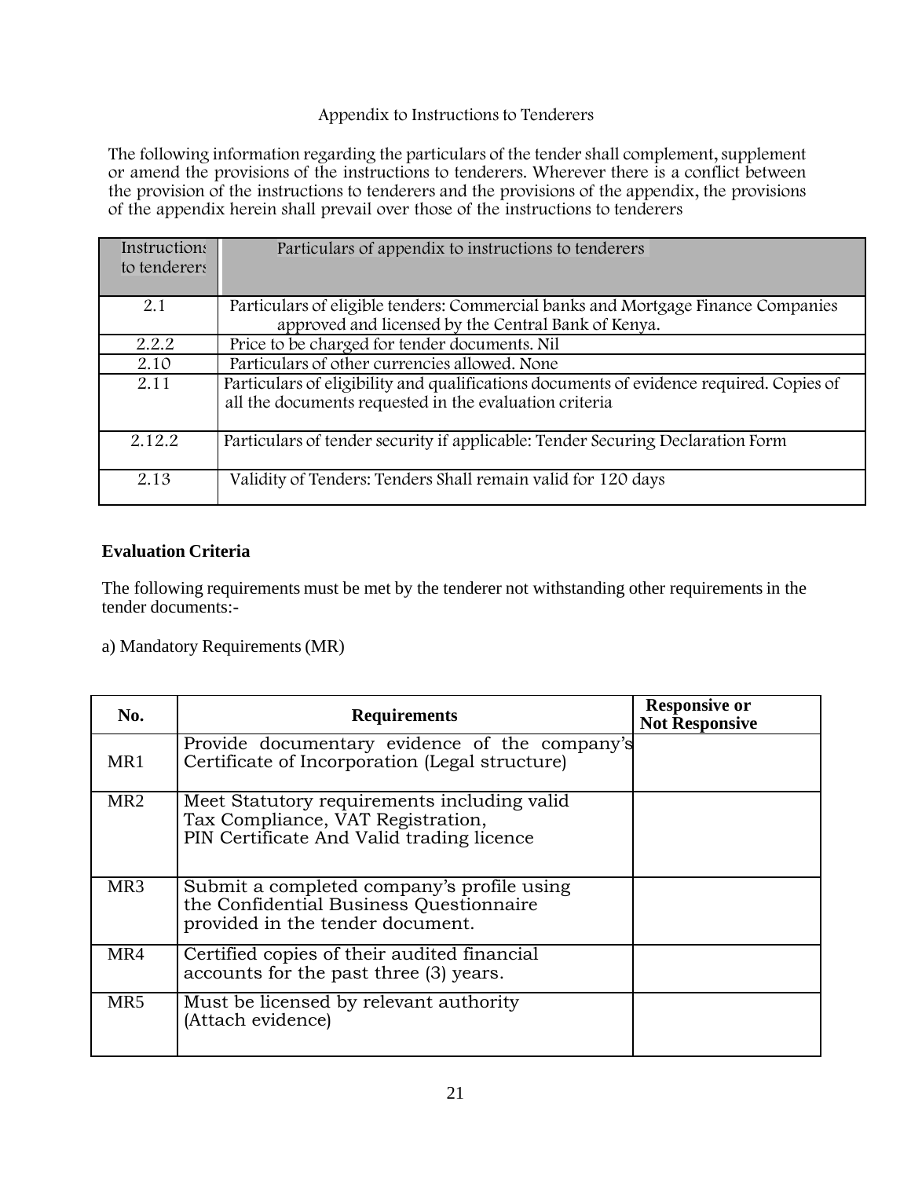Appendix to Instructions to Tenderers

The following information regarding the particulars of the tender shall complement, supplement or amend the provisions of the instructions to tenderers. Wherever there is a conflict between the provision of the instructions to tenderers and the provisions of the appendix, the provisions of the appendix herein shall prevail over those of the instructions to tenderers

| Instructions to tenderers | Particulars of appendix to instructions to tenderers |
|---|---|
| 2.1 | Particulars of eligible tenders: Commercial banks and Mortgage Finance Companies approved and licensed by the Central Bank of Kenya. |
| 2.2.2 | Price to be charged for tender documents. Nil |
| 2.10 | Particulars of other currencies allowed. None |
| 2.11 | Particulars of eligibility and qualifications documents of evidence required. Copies of all the documents requested in the evaluation criteria |
| 2.12.2 | Particulars of tender security if applicable: Tender Securing Declaration Form |
| 2.13 | Validity of Tenders: Tenders Shall remain valid for 120 days |

**Evaluation Criteria**

The following requirements must be met by the tenderer not withstanding other requirements in the tender documents:-

a) Mandatory Requirements (MR)

| No. | Requirements | Responsive or Not Responsive |
|---|---|---|
| MR1 | Provide documentary evidence of the company's Certificate of Incorporation (Legal structure) | |
| MR2 | Meet Statutory requirements including valid Tax Compliance, VAT Registration, PIN Certificate And Valid trading licence | |
| MR3 | Submit a completed company's profile using the Confidential Business Questionnaire provided in the tender document. | |
| MR4 | Certified copies of their audited financial accounts for the past three (3) years. | |
| MR5 | Must be licensed by relevant authority (Attach evidence) | |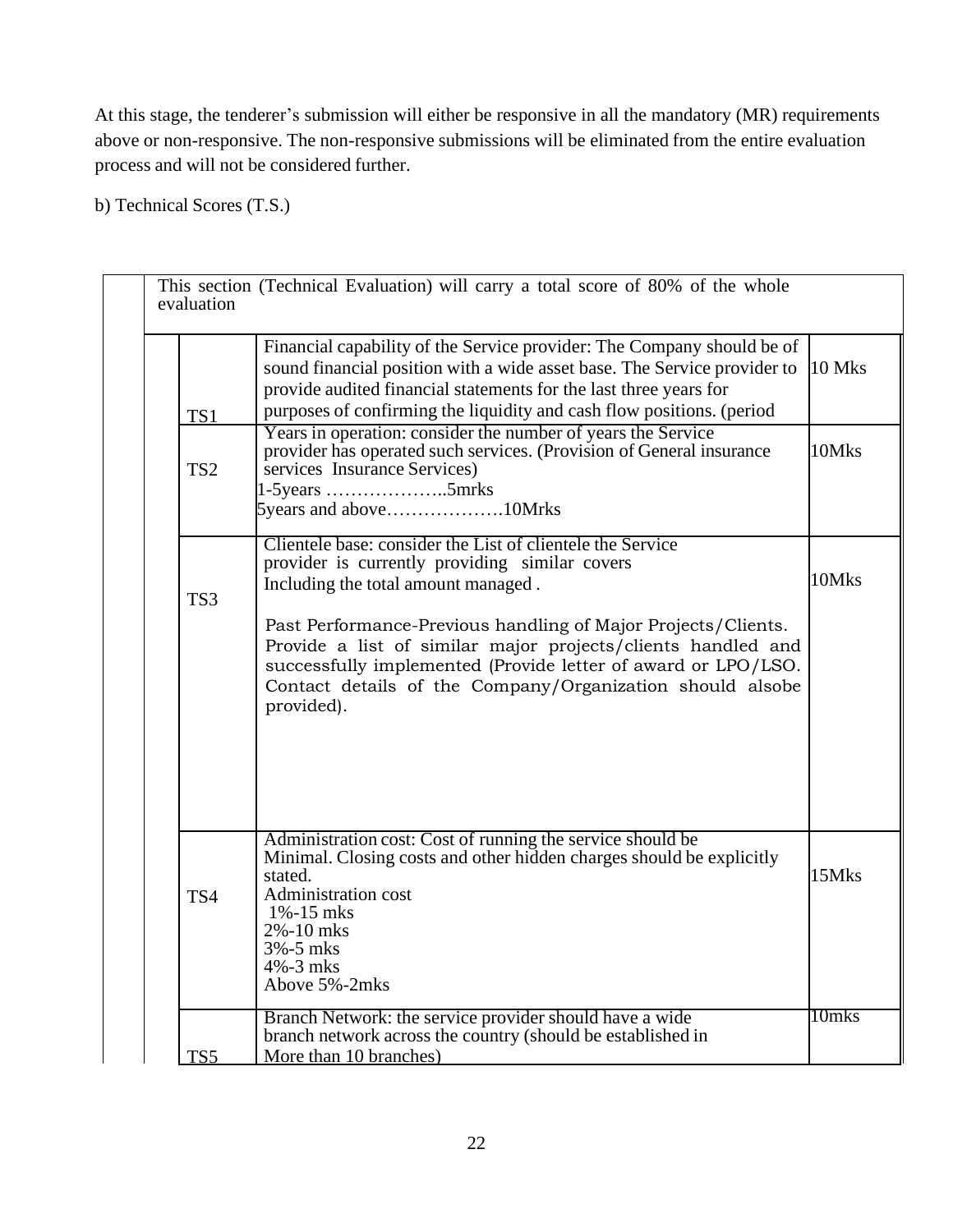At this stage, the tenderer's submission will either be responsive in all the mandatory (MR) requirements above or non-responsive. The non-responsive submissions will be eliminated from the entire evaluation process and will not be considered further.

b) Technical Scores (T.S.)

| This section (Technical Evaluation) will carry a total score of 80% of the whole evaluation | | |
|---|---|---|
| TS1 | Financial capability of the Service provider: The Company should be of sound financial position with a wide asset base. The Service provider to provide audited financial statements for the last three years for purposes of confirming the liquidity and cash flow positions. (period | 10 Mks |
| TS2 | Years in operation: consider the number of years the Service provider has operated such services. (Provision of General insurance services Insurance Services)<br>1-5years ………………..5mrks<br>5years and above……………….10Mrks | 10Mks |
| TS3 | Clientele base: consider the List of clientele the Service provider is currently providing similar covers Including the total amount managed .<br><br>Past Performance-Previous handling of Major Projects/Clients. Provide a list of similar major projects/clients handled and successfully implemented (Provide letter of award or LPO/LSO. Contact details of the Company/Organization should alsobe provided). | 10Mks |
| TS4 | Administration cost: Cost of running the service should be Minimal. Closing costs and other hidden charges should be explicitly stated.<br>Administration cost<br>1%-15 mks<br>2%-10 mks<br>3%-5 mks<br>4%-3 mks<br>Above 5%-2mks | 15Mks |
| TS5 | Branch Network: the service provider should have a wide branch network across the country (should be established in More than 10 branches) | 10mks |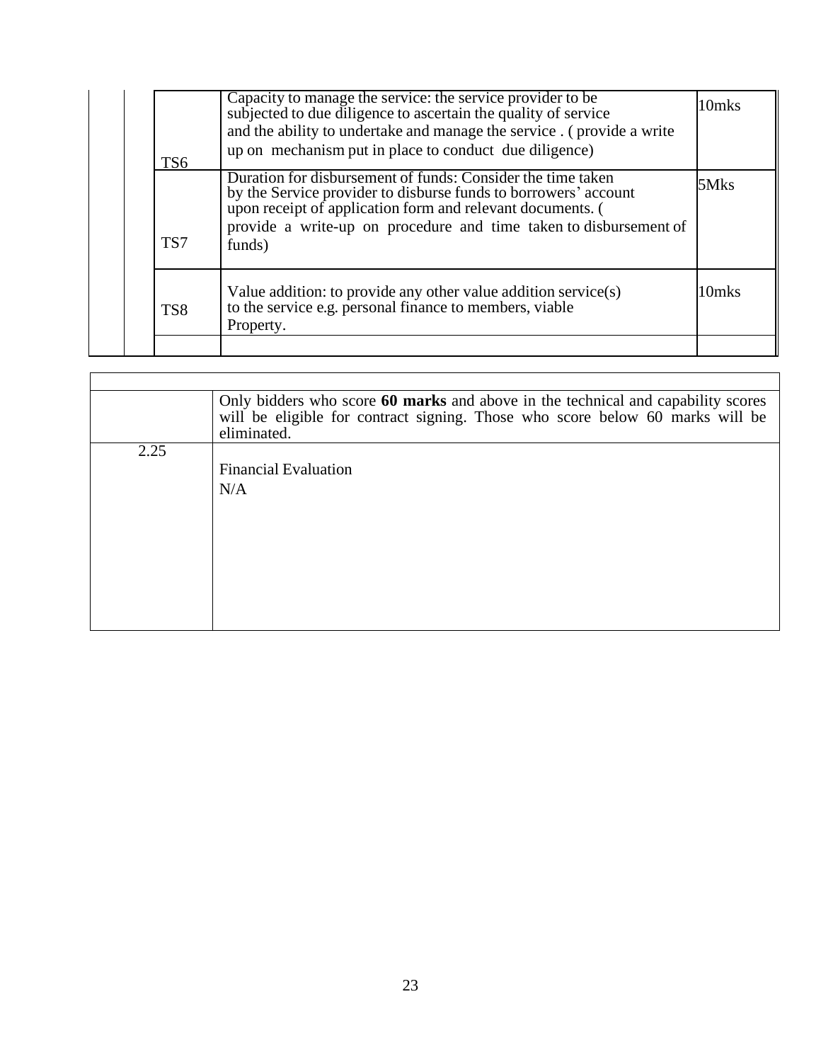| | | | | |
|---|---|---|---|---|
| | | TS6 | Capacity to manage the service: the service provider to be subjected to due diligence to ascertain the quality of service and the ability to undertake and manage the service . ( provide a write up on mechanism put in place to conduct due diligence) | 10mks |
| | | TS7 | Duration for disbursement of funds: Consider the time taken by the Service provider to disburse funds to borrowers' account upon receipt of application form and relevant documents. ( provide a write-up on procedure and time taken to disbursement of funds) | 5Mks |
| | | TS8 | Value addition: to provide any other value addition service(s) to the service e.g. personal finance to members, viable Property. | 10mks |
| | | | | |

| | |
|---|---|
| | |
| | Only bidders who score **60 marks** and above in the technical and capability scores will be eligible for contract signing. Those who score below 60 marks will be eliminated. |
| 2.25 | Financial Evaluation<br>N/A |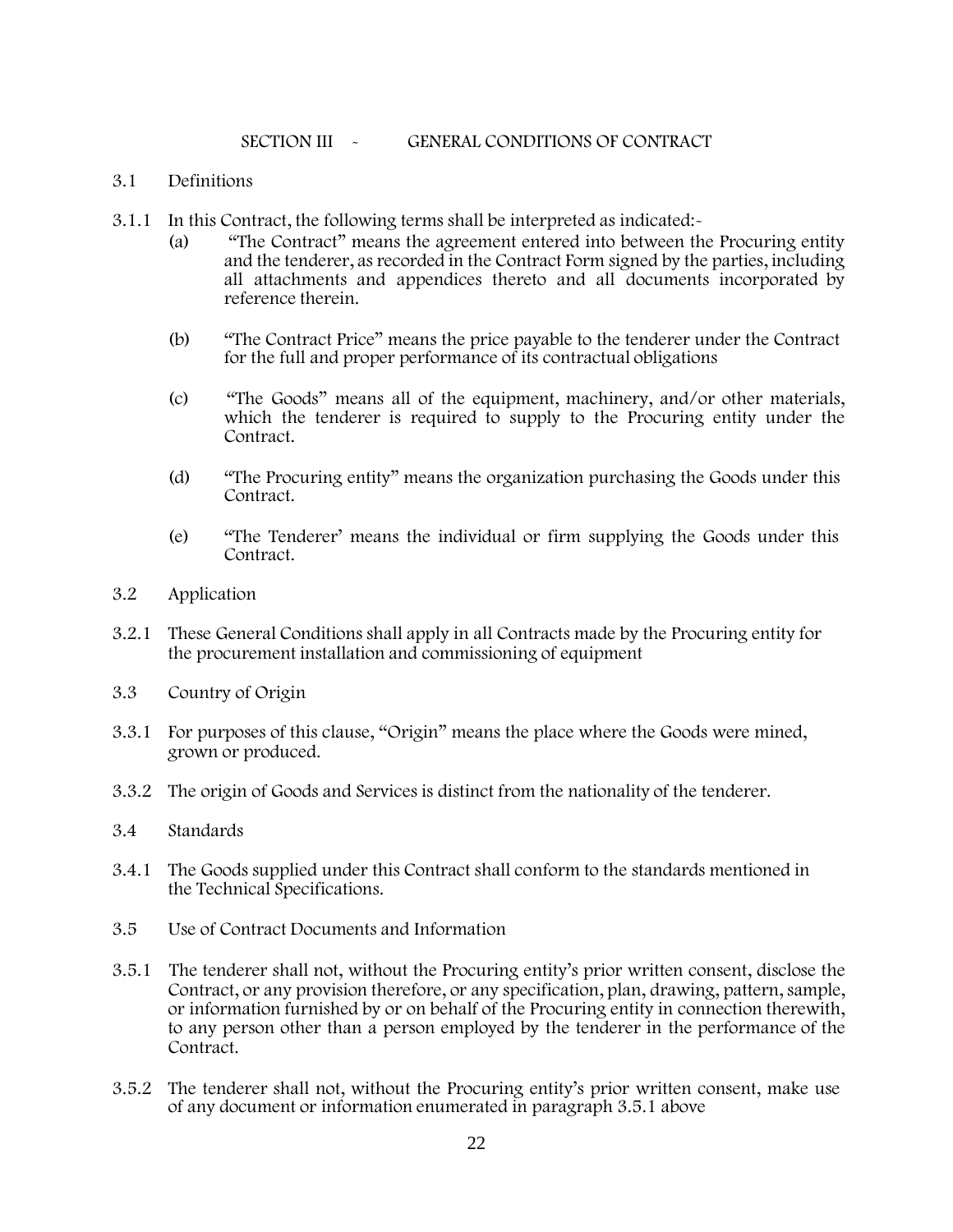## SECTION III - GENERAL CONDITIONS OF CONTRACT

### 3.1 Definitions

3.1.1 In this Contract, the following terms shall be interpreted as indicated:-

(a) "The Contract" means the agreement entered into between the Procuring entity and the tenderer, as recorded in the Contract Form signed by the parties, including all attachments and appendices thereto and all documents incorporated by reference therein.

(b) "The Contract Price" means the price payable to the tenderer under the Contract for the full and proper performance of its contractual obligations

(c) "The Goods" means all of the equipment, machinery, and/or other materials, which the tenderer is required to supply to the Procuring entity under the Contract.

(d) "The Procuring entity" means the organization purchasing the Goods under this Contract.

(e) "The Tenderer' means the individual or firm supplying the Goods under this Contract.

### 3.2 Application

3.2.1 These General Conditions shall apply in all Contracts made by the Procuring entity for the procurement installation and commissioning of equipment

### 3.3 Country of Origin

3.3.1 For purposes of this clause, "Origin" means the place where the Goods were mined, grown or produced.

3.3.2 The origin of Goods and Services is distinct from the nationality of the tenderer.

### 3.4 Standards

3.4.1 The Goods supplied under this Contract shall conform to the standards mentioned in the Technical Specifications.

### 3.5 Use of Contract Documents and Information

3.5.1 The tenderer shall not, without the Procuring entity's prior written consent, disclose the Contract, or any provision therefore, or any specification, plan, drawing, pattern, sample, or information furnished by or on behalf of the Procuring entity in connection therewith, to any person other than a person employed by the tenderer in the performance of the Contract.

3.5.2 The tenderer shall not, without the Procuring entity's prior written consent, make use of any document or information enumerated in paragraph 3.5.1 above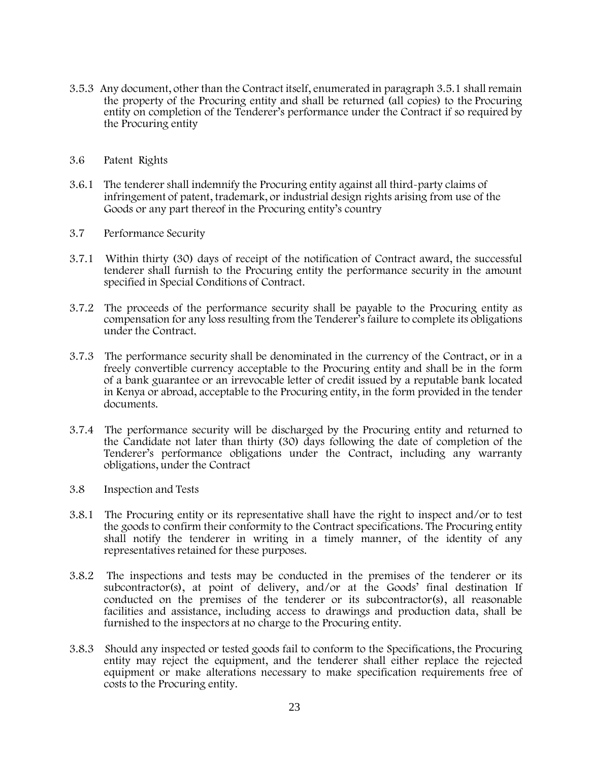3.5.3 Any document, other than the Contract itself, enumerated in paragraph 3.5.1 shall remain the property of the Procuring entity and shall be returned (all copies) to the Procuring entity on completion of the Tenderer's performance under the Contract if so required by the Procuring entity

3.6 Patent Rights

3.6.1 The tenderer shall indemnify the Procuring entity against all third-party claims of infringement of patent, trademark, or industrial design rights arising from use of the Goods or any part thereof in the Procuring entity's country

3.7 Performance Security

3.7.1 Within thirty (30) days of receipt of the notification of Contract award, the successful tenderer shall furnish to the Procuring entity the performance security in the amount specified in Special Conditions of Contract.

3.7.2 The proceeds of the performance security shall be payable to the Procuring entity as compensation for any loss resulting from the Tenderer's failure to complete its obligations under the Contract.

3.7.3 The performance security shall be denominated in the currency of the Contract, or in a freely convertible currency acceptable to the Procuring entity and shall be in the form of a bank guarantee or an irrevocable letter of credit issued by a reputable bank located in Kenya or abroad, acceptable to the Procuring entity, in the form provided in the tender documents.

3.7.4 The performance security will be discharged by the Procuring entity and returned to the Candidate not later than thirty (30) days following the date of completion of the Tenderer's performance obligations under the Contract, including any warranty obligations, under the Contract

3.8 Inspection and Tests

3.8.1 The Procuring entity or its representative shall have the right to inspect and/or to test the goods to confirm their conformity to the Contract specifications. The Procuring entity shall notify the tenderer in writing in a timely manner, of the identity of any representatives retained for these purposes.

3.8.2 The inspections and tests may be conducted in the premises of the tenderer or its subcontractor(s), at point of delivery, and/or at the Goods' final destination If conducted on the premises of the tenderer or its subcontractor(s), all reasonable facilities and assistance, including access to drawings and production data, shall be furnished to the inspectors at no charge to the Procuring entity.

3.8.3 Should any inspected or tested goods fail to conform to the Specifications, the Procuring entity may reject the equipment, and the tenderer shall either replace the rejected equipment or make alterations necessary to make specification requirements free of costs to the Procuring entity.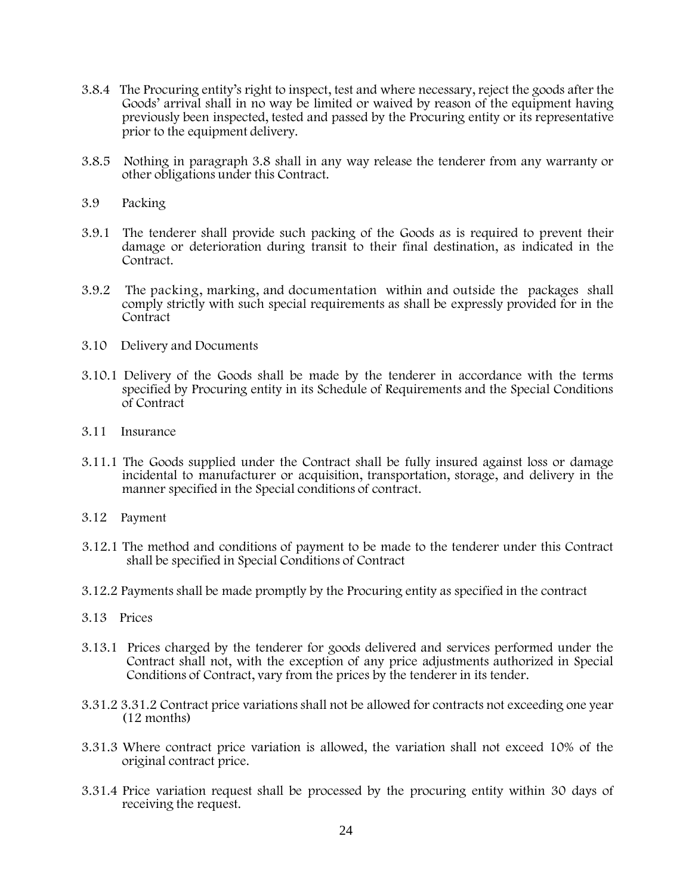3.8.4 The Procuring entity's right to inspect, test and where necessary, reject the goods after the Goods' arrival shall in no way be limited or waived by reason of the equipment having previously been inspected, tested and passed by the Procuring entity or its representative prior to the equipment delivery.

3.8.5 Nothing in paragraph 3.8 shall in any way release the tenderer from any warranty or other obligations under this Contract.

3.9 Packing

3.9.1 The tenderer shall provide such packing of the Goods as is required to prevent their damage or deterioration during transit to their final destination, as indicated in the Contract.

3.9.2 The packing, marking, and documentation within and outside the packages shall comply strictly with such special requirements as shall be expressly provided for in the Contract

3.10 Delivery and Documents

3.10.1 Delivery of the Goods shall be made by the tenderer in accordance with the terms specified by Procuring entity in its Schedule of Requirements and the Special Conditions of Contract

3.11 Insurance

3.11.1 The Goods supplied under the Contract shall be fully insured against loss or damage incidental to manufacturer or acquisition, transportation, storage, and delivery in the manner specified in the Special conditions of contract.

3.12 Payment

3.12.1 The method and conditions of payment to be made to the tenderer under this Contract shall be specified in Special Conditions of Contract

3.12.2 Payments shall be made promptly by the Procuring entity as specified in the contract

3.13 Prices

3.13.1 Prices charged by the tenderer for goods delivered and services performed under the Contract shall not, with the exception of any price adjustments authorized in Special Conditions of Contract, vary from the prices by the tenderer in its tender.

3.31.2 3.31.2 Contract price variations shall not be allowed for contracts not exceeding one year (12 months)

3.31.3 Where contract price variation is allowed, the variation shall not exceed 10% of the original contract price.

3.31.4 Price variation request shall be processed by the procuring entity within 30 days of receiving the request.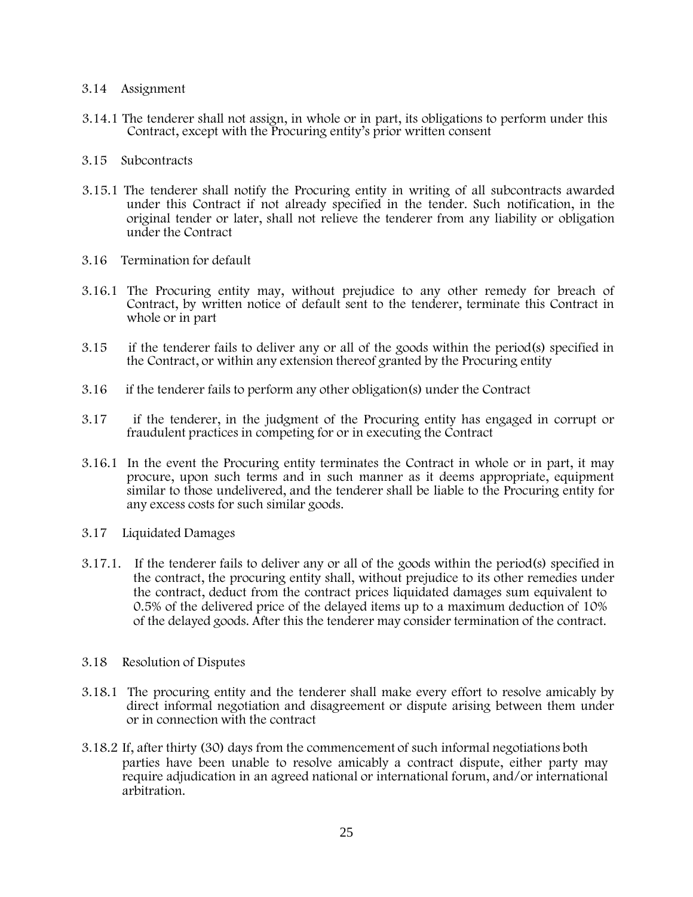3.14 Assignment

3.14.1 The tenderer shall not assign, in whole or in part, its obligations to perform under this Contract, except with the Procuring entity's prior written consent

3.15 Subcontracts

3.15.1 The tenderer shall notify the Procuring entity in writing of all subcontracts awarded under this Contract if not already specified in the tender. Such notification, in the original tender or later, shall not relieve the tenderer from any liability or obligation under the Contract

3.16 Termination for default

3.16.1 The Procuring entity may, without prejudice to any other remedy for breach of Contract, by written notice of default sent to the tenderer, terminate this Contract in whole or in part

3.15 if the tenderer fails to deliver any or all of the goods within the period(s) specified in the Contract, or within any extension thereof granted by the Procuring entity

3.16 if the tenderer fails to perform any other obligation(s) under the Contract

3.17 if the tenderer, in the judgment of the Procuring entity has engaged in corrupt or fraudulent practices in competing for or in executing the Contract

3.16.1 In the event the Procuring entity terminates the Contract in whole or in part, it may procure, upon such terms and in such manner as it deems appropriate, equipment similar to those undelivered, and the tenderer shall be liable to the Procuring entity for any excess costs for such similar goods.

3.17 Liquidated Damages

3.17.1. If the tenderer fails to deliver any or all of the goods within the period(s) specified in the contract, the procuring entity shall, without prejudice to its other remedies under the contract, deduct from the contract prices liquidated damages sum equivalent to 0.5% of the delivered price of the delayed items up to a maximum deduction of 10% of the delayed goods. After this the tenderer may consider termination of the contract.

3.18 Resolution of Disputes

3.18.1 The procuring entity and the tenderer shall make every effort to resolve amicably by direct informal negotiation and disagreement or dispute arising between them under or in connection with the contract

3.18.2 If, after thirty (30) days from the commencement of such informal negotiations both parties have been unable to resolve amicably a contract dispute, either party may require adjudication in an agreed national or international forum, and/or international arbitration.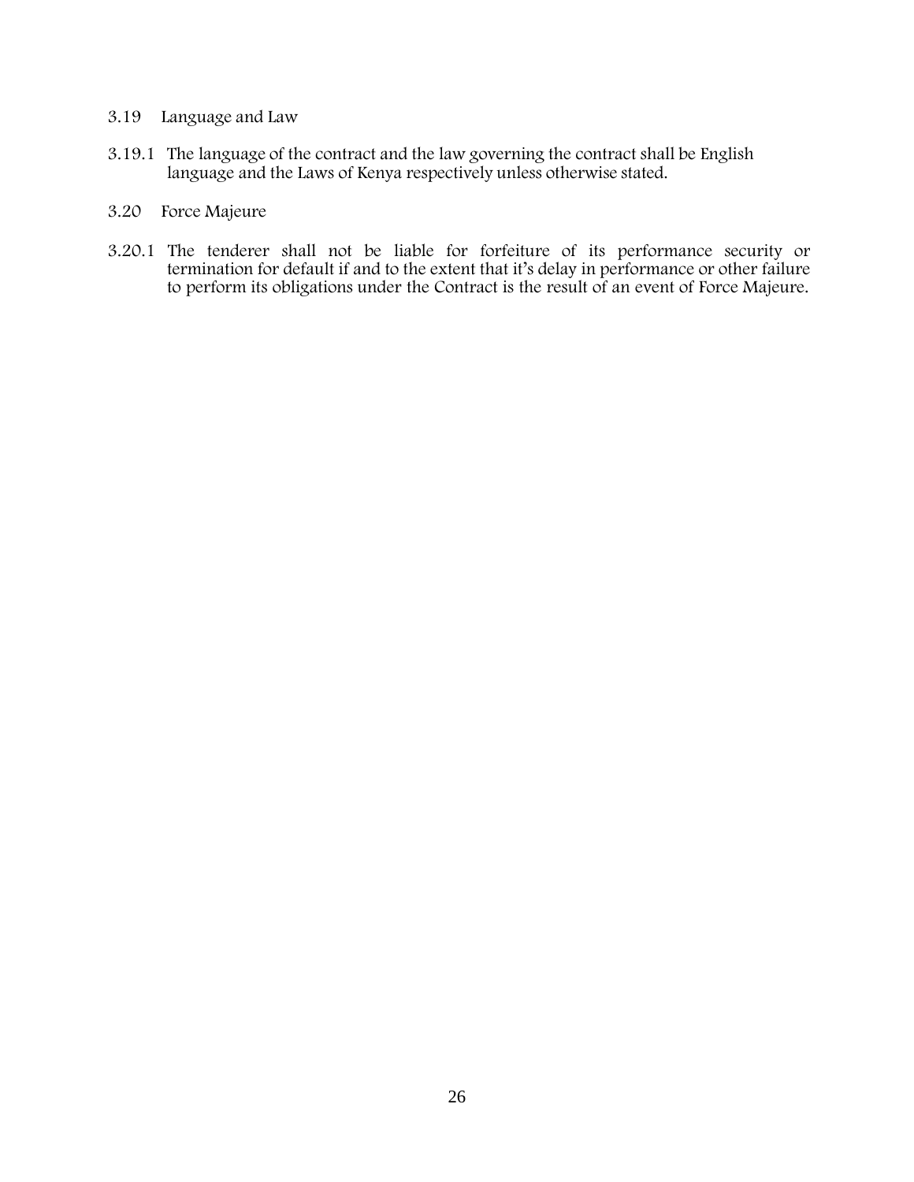3.19 Language and Law

3.19.1 The language of the contract and the law governing the contract shall be English language and the Laws of Kenya respectively unless otherwise stated.

3.20 Force Majeure

3.20.1 The tenderer shall not be liable for forfeiture of its performance security or termination for default if and to the extent that it's delay in performance or other failure to perform its obligations under the Contract is the result of an event of Force Majeure.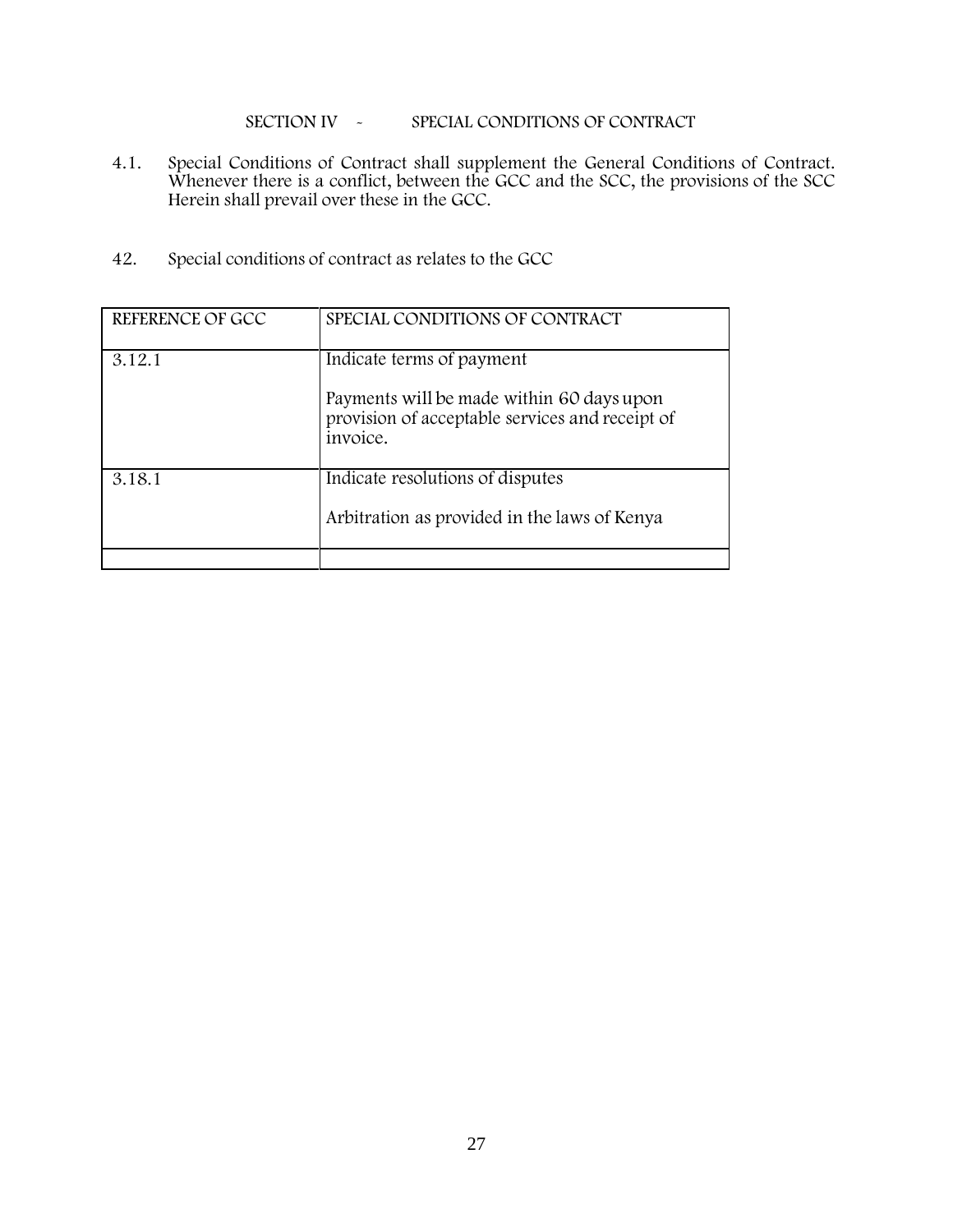## SECTION IV - SPECIAL CONDITIONS OF CONTRACT

4.1. Special Conditions of Contract shall supplement the General Conditions of Contract. Whenever there is a conflict, between the GCC and the SCC, the provisions of the SCC Herein shall prevail over these in the GCC.

42. Special conditions of contract as relates to the GCC

| REFERENCE OF GCC | SPECIAL CONDITIONS OF CONTRACT |
|---|---|
| 3.12.1 | Indicate terms of payment<br><br>Payments will be made within 60 days upon provision of acceptable services and receipt of invoice. |
| 3.18.1 | Indicate resolutions of disputes<br><br>Arbitration as provided in the laws of Kenya |
| | |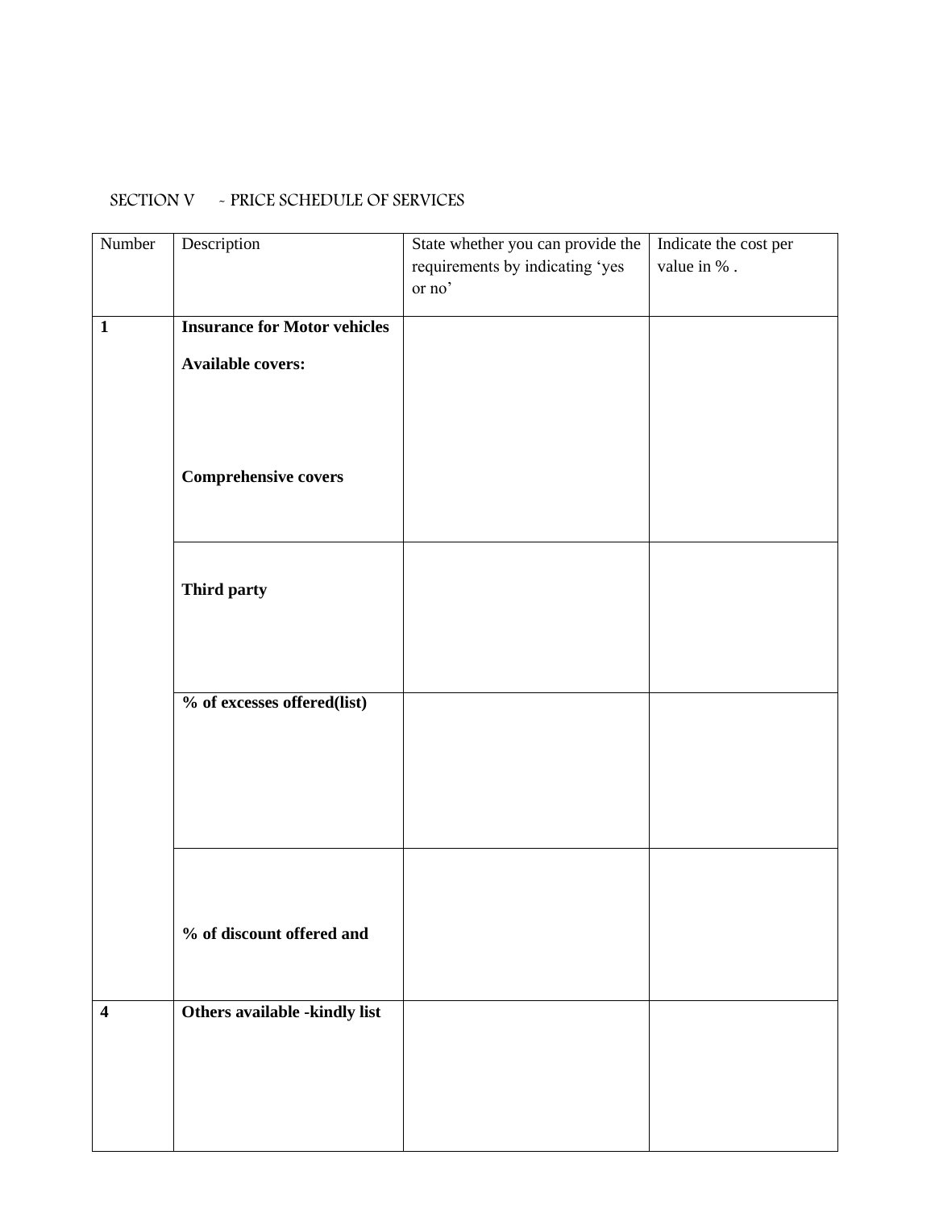SECTION V ~ PRICE SCHEDULE OF SERVICES

| Number | Description | State whether you can provide the requirements by indicating 'yes or no' | Indicate the cost per value in % . |
|---|---|---|---|
| **1** | **Insurance for Motor vehicles**<br><br>**Available covers:**<br><br>**Comprehensive covers** | | |
| | **Third party** | | |
| | **% of excesses offered(list)** | | |
| | **% of discount offered and** | | |
| **4** | **Others available -kindly list** | | |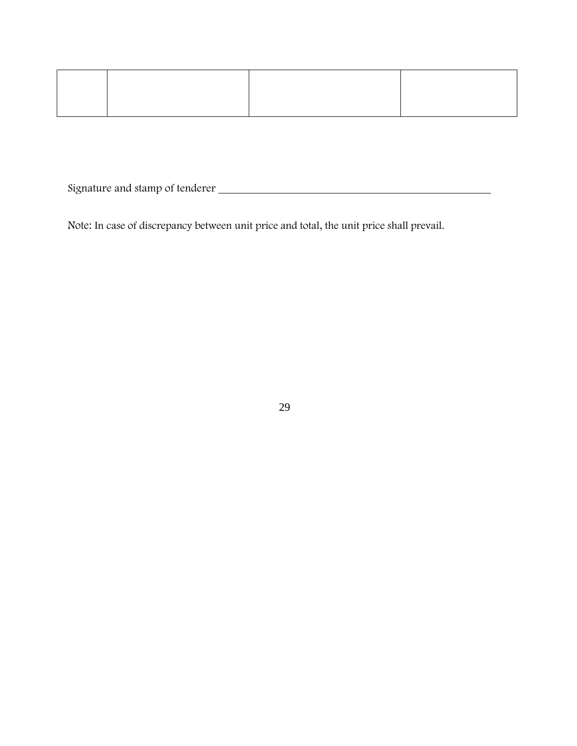| | | | |
|---|---|---|---|
| | | | |

Signature and stamp of tenderer ___________________________________________

Note: In case of discrepancy between unit price and total, the unit price shall prevail.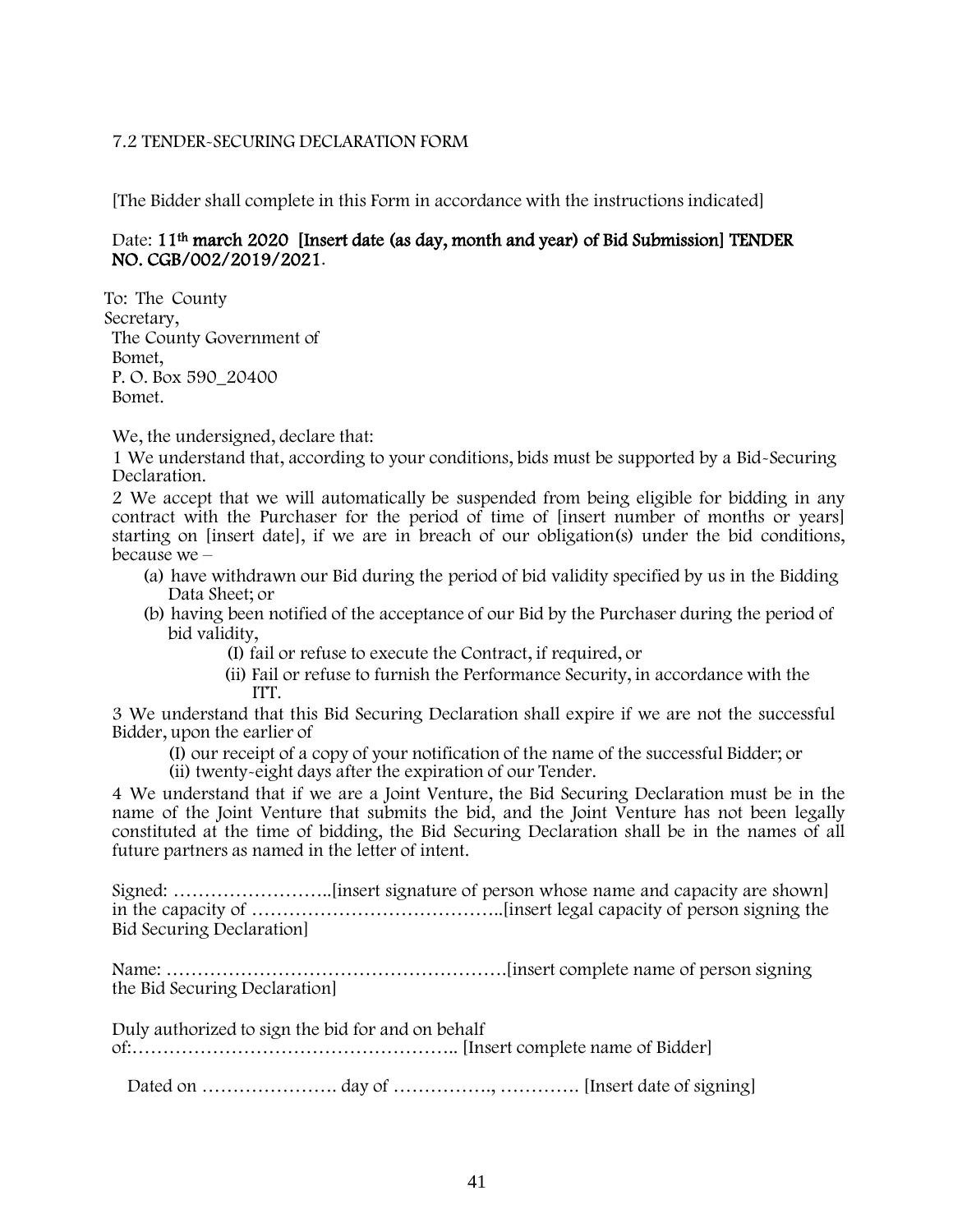## 7.2 TENDER-SECURING DECLARATION FORM

[The Bidder shall complete in this Form in accordance with the instructions indicated]

**Date: 11th march 2020 [Insert date (as day, month and year) of Bid Submission] TENDER NO. CGB/002/2019/2021.**

To: The County Secretary,
The County Government of Bomet,
P. O. Box 590_20400
Bomet.

We, the undersigned, declare that:

1 We understand that, according to your conditions, bids must be supported by a Bid-Securing Declaration.

2 We accept that we will automatically be suspended from being eligible for bidding in any contract with the Purchaser for the period of time of [insert number of months or years] starting on [insert date], if we are in breach of our obligation(s) under the bid conditions, because we –

- (a) have withdrawn our Bid during the period of bid validity specified by us in the Bidding Data Sheet; or
- (b) having been notified of the acceptance of our Bid by the Purchaser during the period of bid validity,
  - (I) fail or refuse to execute the Contract, if required, or
  - (ii) Fail or refuse to furnish the Performance Security, in accordance with the ITT.

3 We understand that this Bid Securing Declaration shall expire if we are not the successful Bidder, upon the earlier of

- (I) our receipt of a copy of your notification of the name of the successful Bidder; or
- (ii) twenty-eight days after the expiration of our Tender.

4 We understand that if we are a Joint Venture, the Bid Securing Declaration must be in the name of the Joint Venture that submits the bid, and the Joint Venture has not been legally constituted at the time of bidding, the Bid Securing Declaration shall be in the names of all future partners as named in the letter of intent.

Signed: ……………………..[insert signature of person whose name and capacity are shown] in the capacity of …………………………………..[insert legal capacity of person signing the Bid Securing Declaration]

Name: ………………………………………………[insert complete name of person signing the Bid Securing Declaration]

Duly authorized to sign the bid for and on behalf of:…………………………………………….. [Insert complete name of Bidder]

Dated on …………………. day of ……………., …………. [Insert date of signing]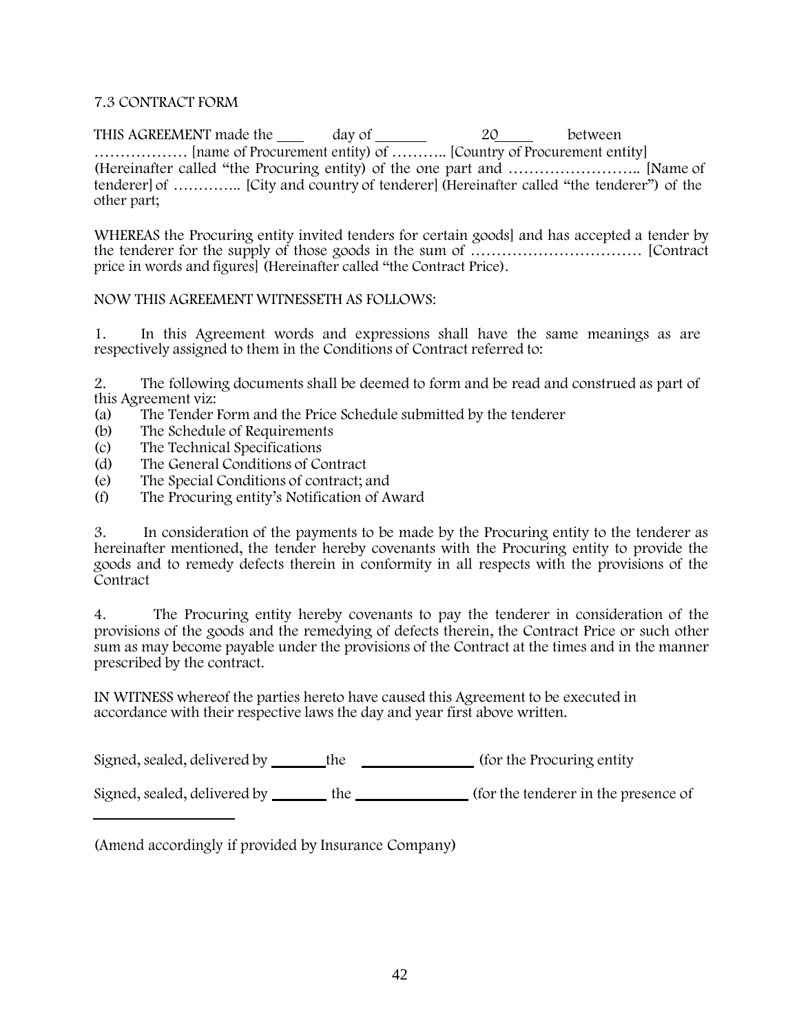## 7.3 CONTRACT FORM

THIS AGREEMENT made the ____ day of _______ 20_____ between ……………… [name of Procurement entity) of ……….. [Country of Procurement entity] (Hereinafter called "the Procuring entity) of the one part and …………………….. [Name of tenderer] of ………….. [City and country of tenderer] (Hereinafter called "the tenderer") of the other part;

WHEREAS the Procuring entity invited tenders for certain goods] and has accepted a tender by the tenderer for the supply of those goods in the sum of …………………………… [Contract price in words and figures] (Hereinafter called "the Contract Price).

NOW THIS AGREEMENT WITNESSETH AS FOLLOWS:

1. In this Agreement words and expressions shall have the same meanings as are respectively assigned to them in the Conditions of Contract referred to:

2. The following documents shall be deemed to form and be read and construed as part of this Agreement viz:

(a) The Tender Form and the Price Schedule submitted by the tenderer
(b) The Schedule of Requirements
(c) The Technical Specifications
(d) The General Conditions of Contract
(e) The Special Conditions of contract; and
(f) The Procuring entity's Notification of Award

3. In consideration of the payments to be made by the Procuring entity to the tenderer as hereinafter mentioned, the tender hereby covenants with the Procuring entity to provide the goods and to remedy defects therein in conformity in all respects with the provisions of the Contract

4. The Procuring entity hereby covenants to pay the tenderer in consideration of the provisions of the goods and the remedying of defects therein, the Contract Price or such other sum as may become payable under the provisions of the Contract at the times and in the manner prescribed by the contract.

IN WITNESS whereof the parties hereto have caused this Agreement to be executed in accordance with their respective laws the day and year first above written.

Signed, sealed, delivered by _______ the _______________ (for the Procuring entity

Signed, sealed, delivered by _______ the _______________ (for the tenderer in the presence of

___________________

(Amend accordingly if provided by Insurance Company)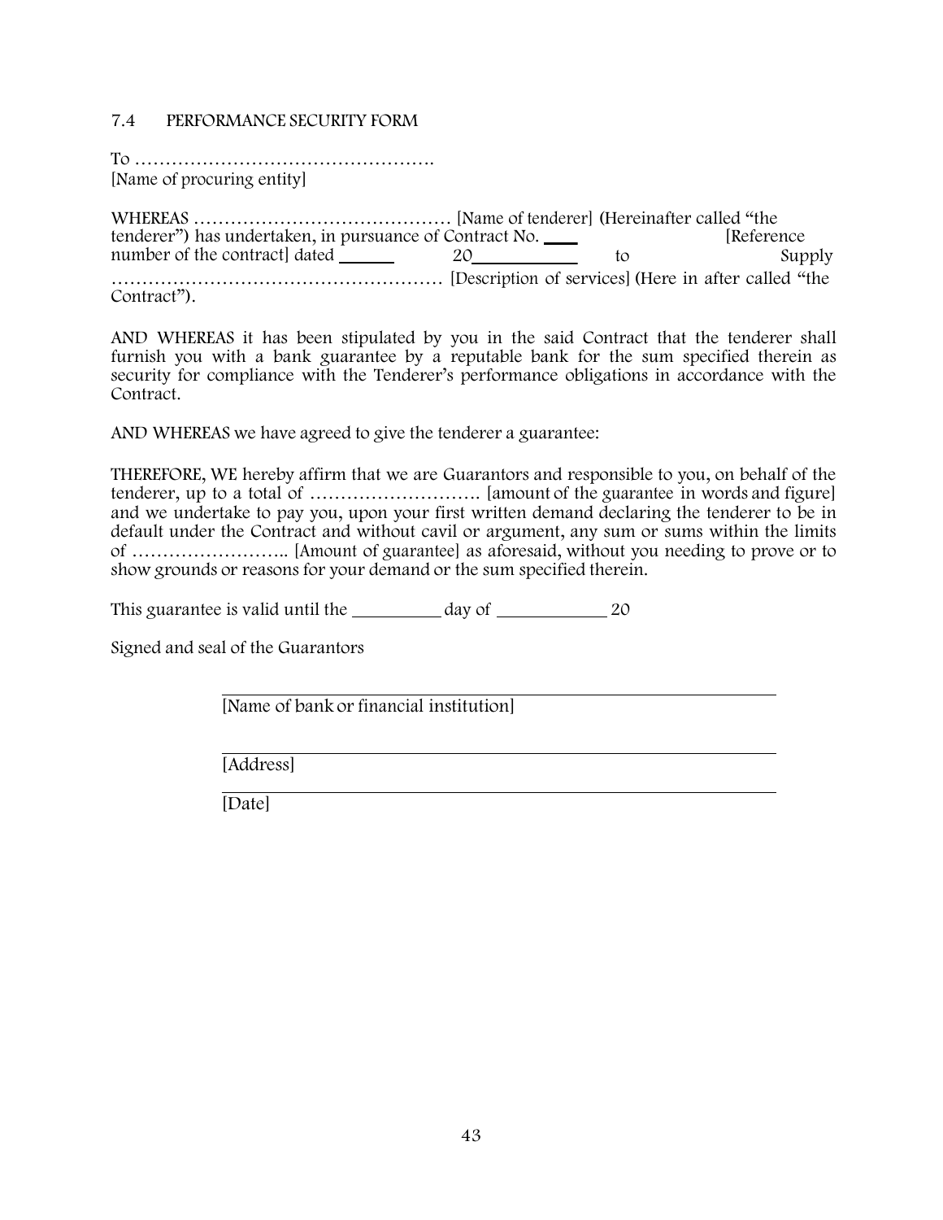## 7.4 PERFORMANCE SECURITY FORM

To ………………………………………….
[Name of procuring entity]

WHEREAS …………………………………… [Name of tenderer] (Hereinafter called "the tenderer") has undertaken, in pursuance of Contract No. ____ [Reference number of the contract] dated ______ 20__________ to Supply ……………………………………………… [Description of services] (Here in after called "the Contract").

AND WHEREAS it has been stipulated by you in the said Contract that the tenderer shall furnish you with a bank guarantee by a reputable bank for the sum specified therein as security for compliance with the Tenderer's performance obligations in accordance with the Contract.

AND WHEREAS we have agreed to give the tenderer a guarantee:

THEREFORE, WE hereby affirm that we are Guarantors and responsible to you, on behalf of the tenderer, up to a total of ………………………. [amount of the guarantee in words and figure] and we undertake to pay you, upon your first written demand declaring the tenderer to be in default under the Contract and without cavil or argument, any sum or sums within the limits of …………………….. [Amount of guarantee] as aforesaid, without you needing to prove or to show grounds or reasons for your demand or the sum specified therein.

This guarantee is valid until the __________ day of ____________ 20

Signed and seal of the Guarantors

_______________________________________________
[Name of bank or financial institution]

_______________________________________________
[Address]

_______________________________________________
[Date]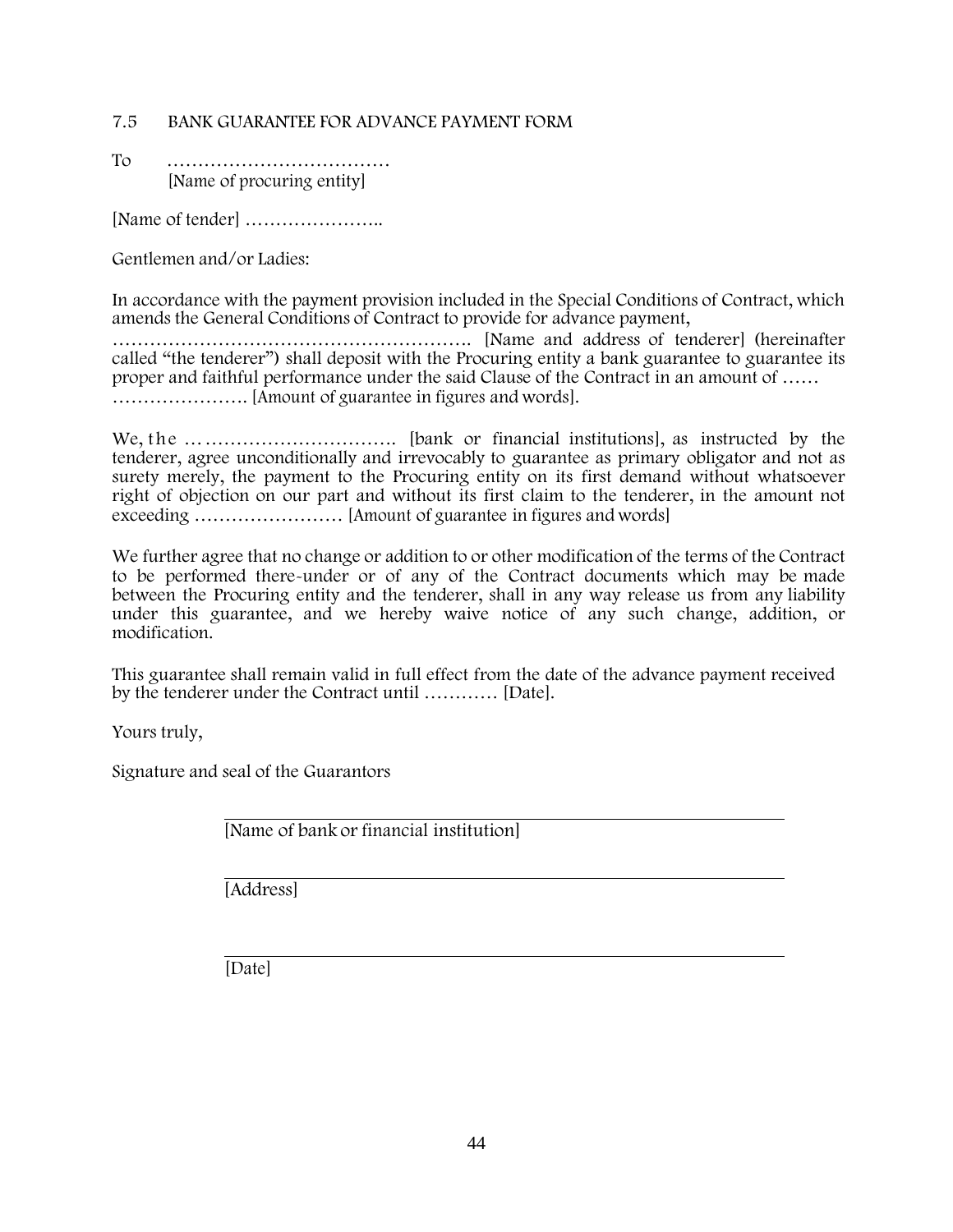## 7.5 BANK GUARANTEE FOR ADVANCE PAYMENT FORM

To ………………………………
[Name of procuring entity]

[Name of tender] …………………..

Gentlemen and/or Ladies:

In accordance with the payment provision included in the Special Conditions of Contract, which amends the General Conditions of Contract to provide for advance payment, ………………………………………………. [Name and address of tenderer] (hereinafter called "the tenderer") shall deposit with the Procuring entity a bank guarantee to guarantee its proper and faithful performance under the said Clause of the Contract in an amount of …… …………………. [Amount of guarantee in figures and words].

We, the ……………………………. [bank or financial institutions], as instructed by the tenderer, agree unconditionally and irrevocably to guarantee as primary obligator and not as surety merely, the payment to the Procuring entity on its first demand without whatsoever right of objection on our part and without its first claim to the tenderer, in the amount not exceeding …………………… [Amount of guarantee in figures and words]

We further agree that no change or addition to or other modification of the terms of the Contract to be performed there-under or of any of the Contract documents which may be made between the Procuring entity and the tenderer, shall in any way release us from any liability under this guarantee, and we hereby waive notice of any such change, addition, or modification.

This guarantee shall remain valid in full effect from the date of the advance payment received by the tenderer under the Contract until ………… [Date].

Yours truly,

Signature and seal of the Guarantors

______________________________
[Name of bank or financial institution]

______________________________
[Address]

______________________________
[Date]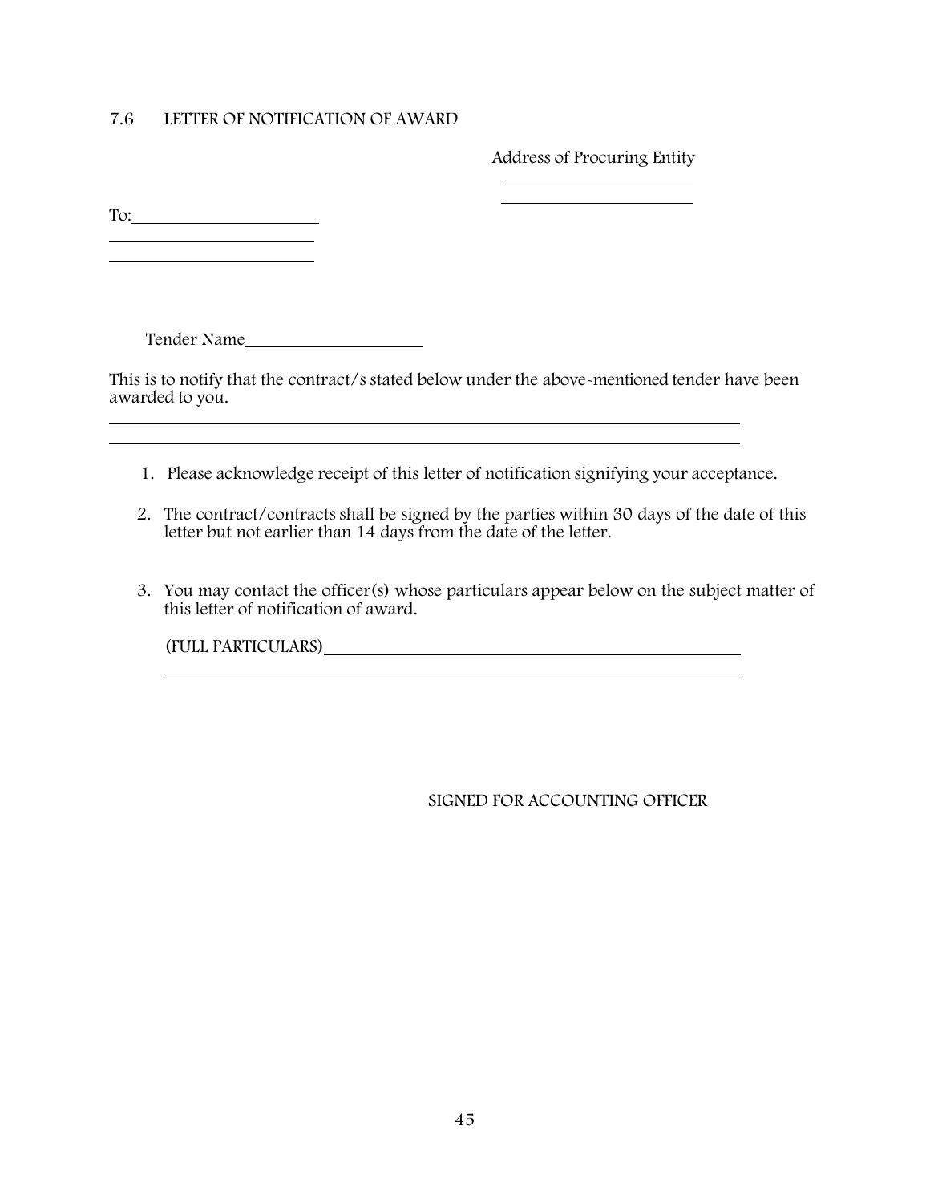## 7.6 LETTER OF NOTIFICATION OF AWARD

Address of Procuring Entity

______________________

______________________

To: ______________________

______________________

______________________

Tender Name ______________________

This is to notify that the contract/s stated below under the above-mentioned tender have been awarded to you.

______________________________________________________________________

______________________________________________________________________

1. Please acknowledge receipt of this letter of notification signifying your acceptance.
2. The contract/contracts shall be signed by the parties within 30 days of the date of this letter but not earlier than 14 days from the date of the letter.
3. You may contact the officer(s) whose particulars appear below on the subject matter of this letter of notification of award.

(FULL PARTICULARS) ______________________________________________

______________________________________________________________

SIGNED FOR ACCOUNTING OFFICER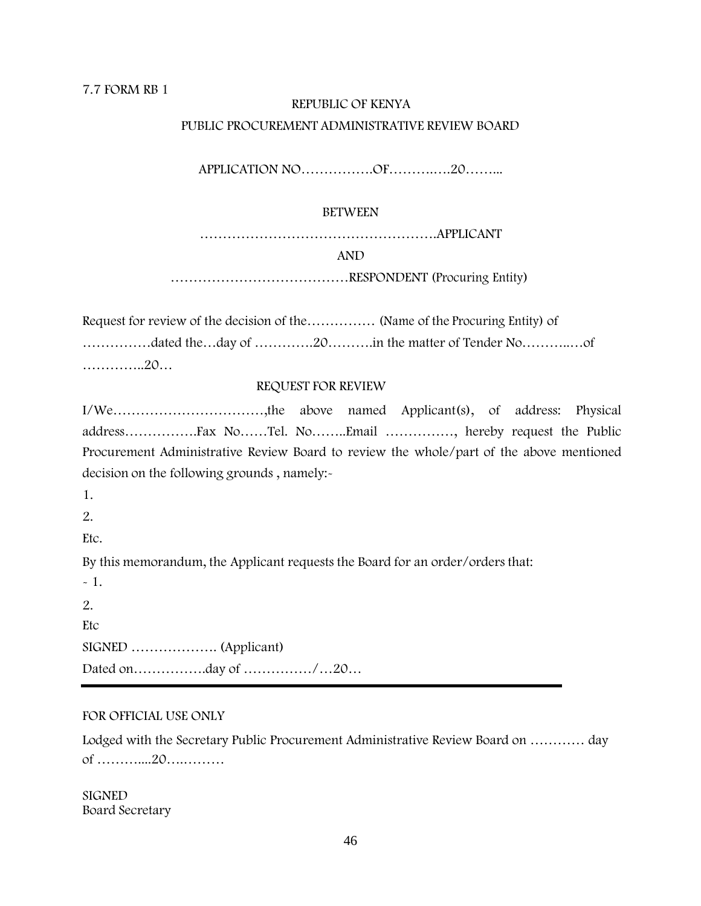7.7 FORM RB 1

REPUBLIC OF KENYA

PUBLIC PROCUREMENT ADMINISTRATIVE REVIEW BOARD

APPLICATION NO…………….OF……….….20……...

BETWEEN

…………………………………………….APPLICANT

AND

…………………………………RESPONDENT (Procuring Entity)

Request for review of the decision of the…………… (Name of the Procuring Entity) of ……………dated the…day of ………….20……….in the matter of Tender No………..…of …………..20…

REQUEST FOR REVIEW

I/We……………………………,the above named Applicant(s), of address: Physical address…………….Fax No……Tel. No……..Email ……………, hereby request the Public Procurement Administrative Review Board to review the whole/part of the above mentioned decision on the following grounds , namely:-

1.

2.

Etc.

By this memorandum, the Applicant requests the Board for an order/orders that:

- 1.

2.

Etc

SIGNED ………………. (Applicant)

Dated on…………….day of ……………/…20…

---

FOR OFFICIAL USE ONLY

Lodged with the Secretary Public Procurement Administrative Review Board on ………… day of ………....20….………

SIGNED
Board Secretary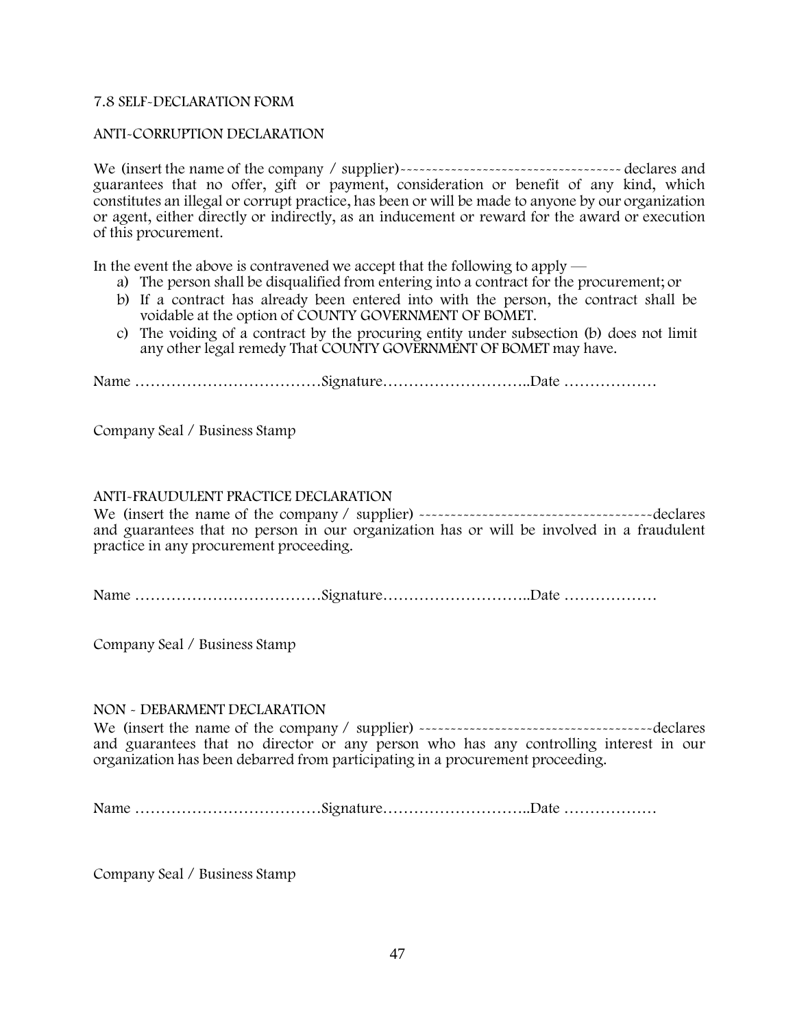## 7.8 SELF-DECLARATION FORM

### ANTI-CORRUPTION DECLARATION

We (insert the name of the company / supplier)------------------------------------ declares and guarantees that no offer, gift or payment, consideration or benefit of any kind, which constitutes an illegal or corrupt practice, has been or will be made to anyone by our organization or agent, either directly or indirectly, as an inducement or reward for the award or execution of this procurement.

In the event the above is contravened we accept that the following to apply —

a) The person shall be disqualified from entering into a contract for the procurement; or
b) If a contract has already been entered into with the person, the contract shall be voidable at the option of COUNTY GOVERNMENT OF BOMET.
c) The voiding of a contract by the procuring entity under subsection (b) does not limit any other legal remedy That COUNTY GOVERNMENT OF BOMET may have.

Name ………………………………Signature………………………..Date ………………

Company Seal / Business Stamp

### ANTI-FRAUDULENT PRACTICE DECLARATION

We (insert the name of the company / supplier) -------------------------------------declares and guarantees that no person in our organization has or will be involved in a fraudulent practice in any procurement proceeding.

Name ………………………………Signature………………………..Date ………………

Company Seal / Business Stamp

### NON - DEBARMENT DECLARATION

We (insert the name of the company / supplier) -------------------------------------declares and guarantees that no director or any person who has any controlling interest in our organization has been debarred from participating in a procurement proceeding.

Name ………………………………Signature………………………..Date ………………

Company Seal / Business Stamp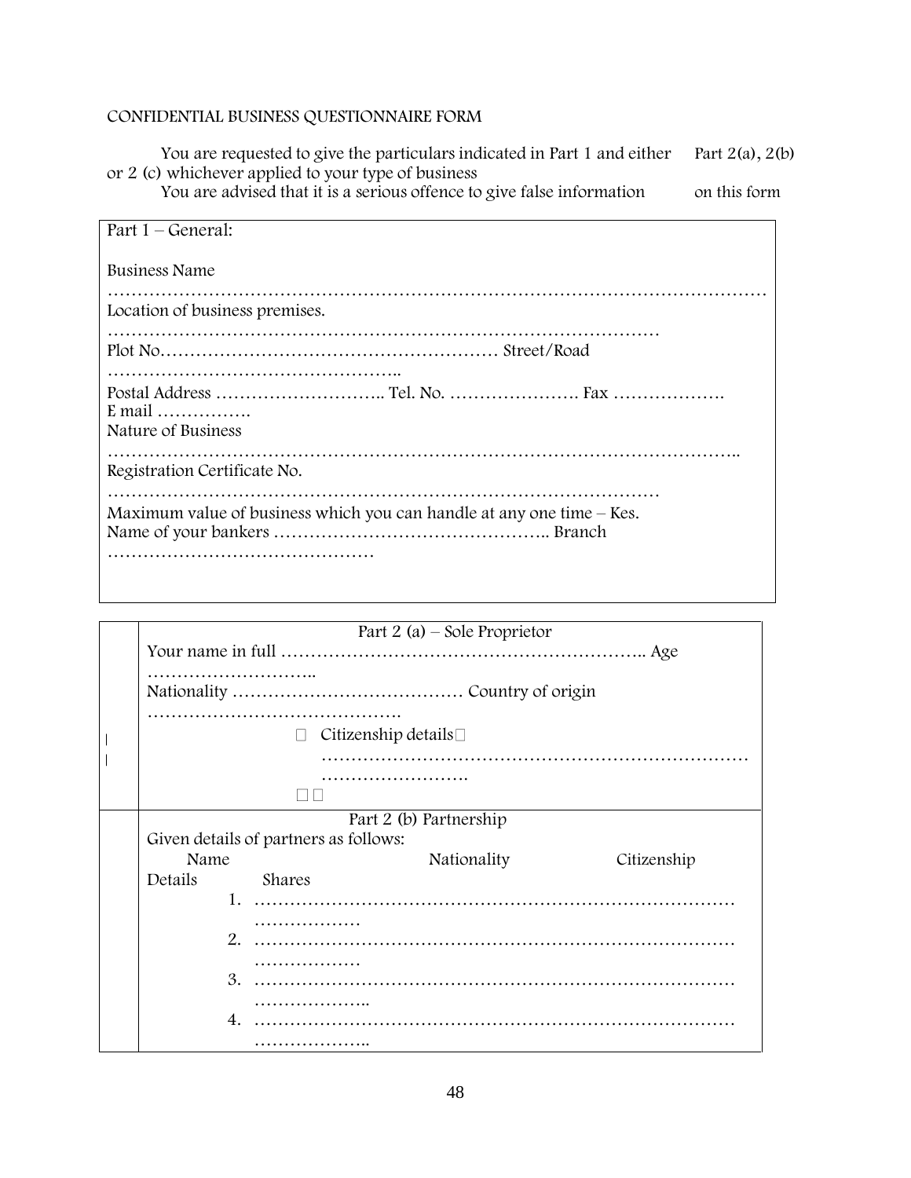CONFIDENTIAL BUSINESS QUESTIONNAIRE FORM

You are requested to give the particulars indicated in Part 1 and either Part 2(a), 2(b) or 2 (c) whichever applied to your type of business

You are advised that it is a serious offence to give false information on this form

**Part 1 – General:**

Business Name

………………………………………………………………………………………………………

Location of business premises.

……………………………………………………………………………………

Plot No……………………………………………………… Street/Road

…………………………………………..

Postal Address ……………………….. Tel. No. …………………. Fax ……………….

E mail …………….

Nature of Business

……………………………………………………………………………………………..

Registration Certificate No.

……………………………………………………………………………………

Maximum value of business which you can handle at any one time – Kes.

Name of your bankers ……………………………………….. Branch

………………………………………

**Part 2 (a) – Sole Proprietor**

Your name in full …………………………………………………….. Age

………………………..

Nationality ………………………………… Country of origin

…………………………………….

Citizenship details

………………………………………………………………

…………………….

**Part 2 (b) Partnership**

Given details of partners as follows:

Name Nationality Citizenship Details Shares

1. ………………………………………………………………………… ………………
2. ………………………………………………………………………… ………………
3. ………………………………………………………………………… ………………..
4. ………………………………………………………………………… ………………..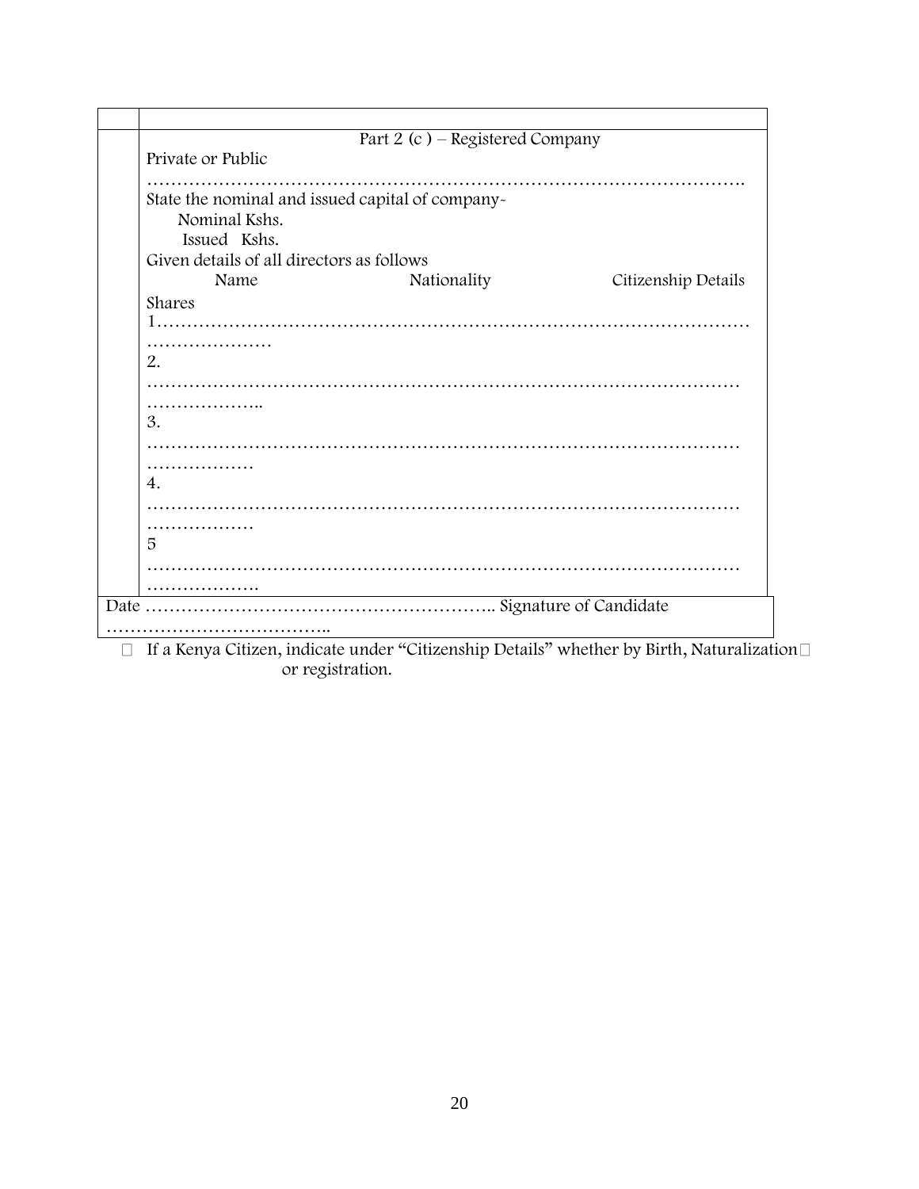Part 2 (c ) – Registered Company

Private or Public

…………………………………………………………………………………….

State the nominal and issued capital of company-

Nominal Kshs.

Issued Kshs.

Given details of all directors as follows

| Name | Nationality | Citizenship Details | Shares |
|---|---|---|---|
| 1…………………………………………………………………………………………………… | | | |
| 2. ………………………………………………………………………………………………….. | | | |
| 3. ……………………………………………………………………………………………… | | | |
| 4. ……………………………………………………………………………………………… | | | |
| 5 ………………………………………………………………………………………………. | | | |

Date ………………………………………………….. Signature of Candidate ………………………………..

- If a Kenya Citizen, indicate under "Citizenship Details" whether by Birth, Naturalization or registration.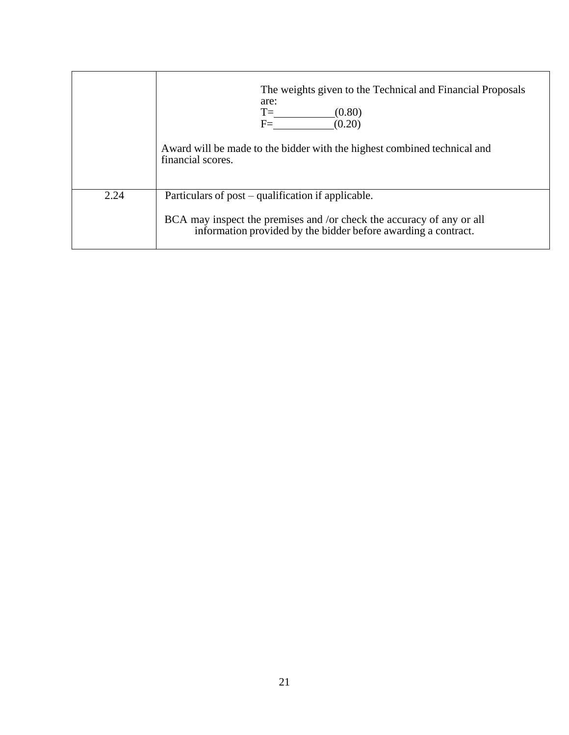| | |
|---|---|
| | The weights given to the Technical and Financial Proposals are:<br>T=\_\_\_\_\_\_\_\_\_\_(0.80)<br>F=\_\_\_\_\_\_\_\_\_\_(0.20)<br><br>Award will be made to the bidder with the highest combined technical and financial scores. |
| 2.24 | Particulars of post – qualification if applicable.<br><br>BCA may inspect the premises and /or check the accuracy of any or all information provided by the bidder before awarding a contract. |